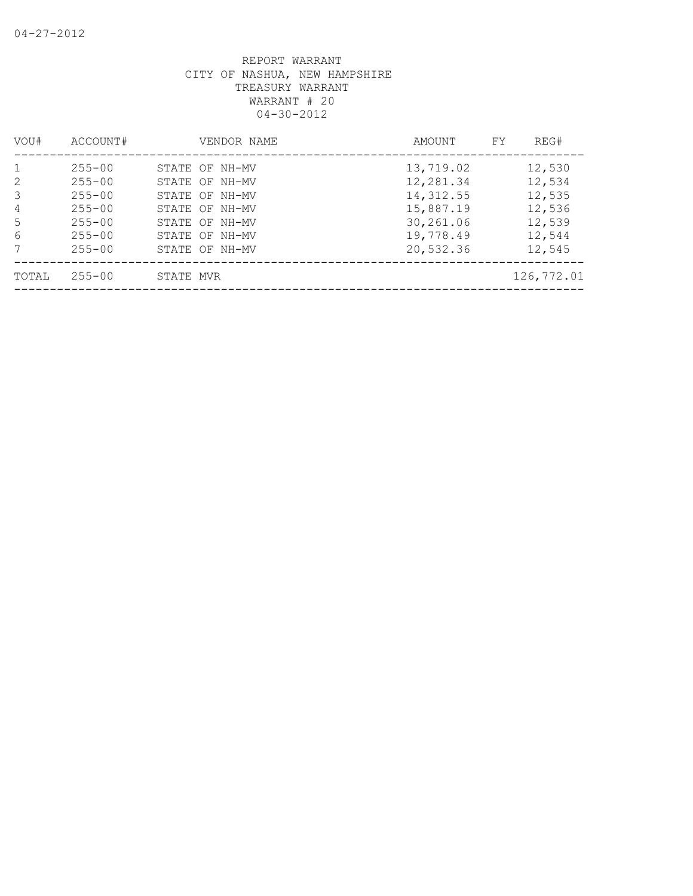REPORT WARRANT
CITY OF NASHUA, NEW HAMPSHIRE
TREASURY WARRANT
WARRANT # 20
04-30-2012

| VOU# | ACCOUNT# | VENDOR NAME | AMOUNT | FY | REG# |
|---|---|---|---|---|---|
| 1 | 255-00 | STATE OF NH-MV | 13,719.02 | | 12,530 |
| 2 | 255-00 | STATE OF NH-MV | 12,281.34 | | 12,534 |
| 3 | 255-00 | STATE OF NH-MV | 14,312.55 | | 12,535 |
| 4 | 255-00 | STATE OF NH-MV | 15,887.19 | | 12,536 |
| 5 | 255-00 | STATE OF NH-MV | 30,261.06 | | 12,539 |
| 6 | 255-00 | STATE OF NH-MV | 19,778.49 | | 12,544 |
| 7 | 255-00 | STATE OF NH-MV | 20,532.36 | | 12,545 |
| TOTAL | 255-00 | STATE MVR | | | 126,772.01 |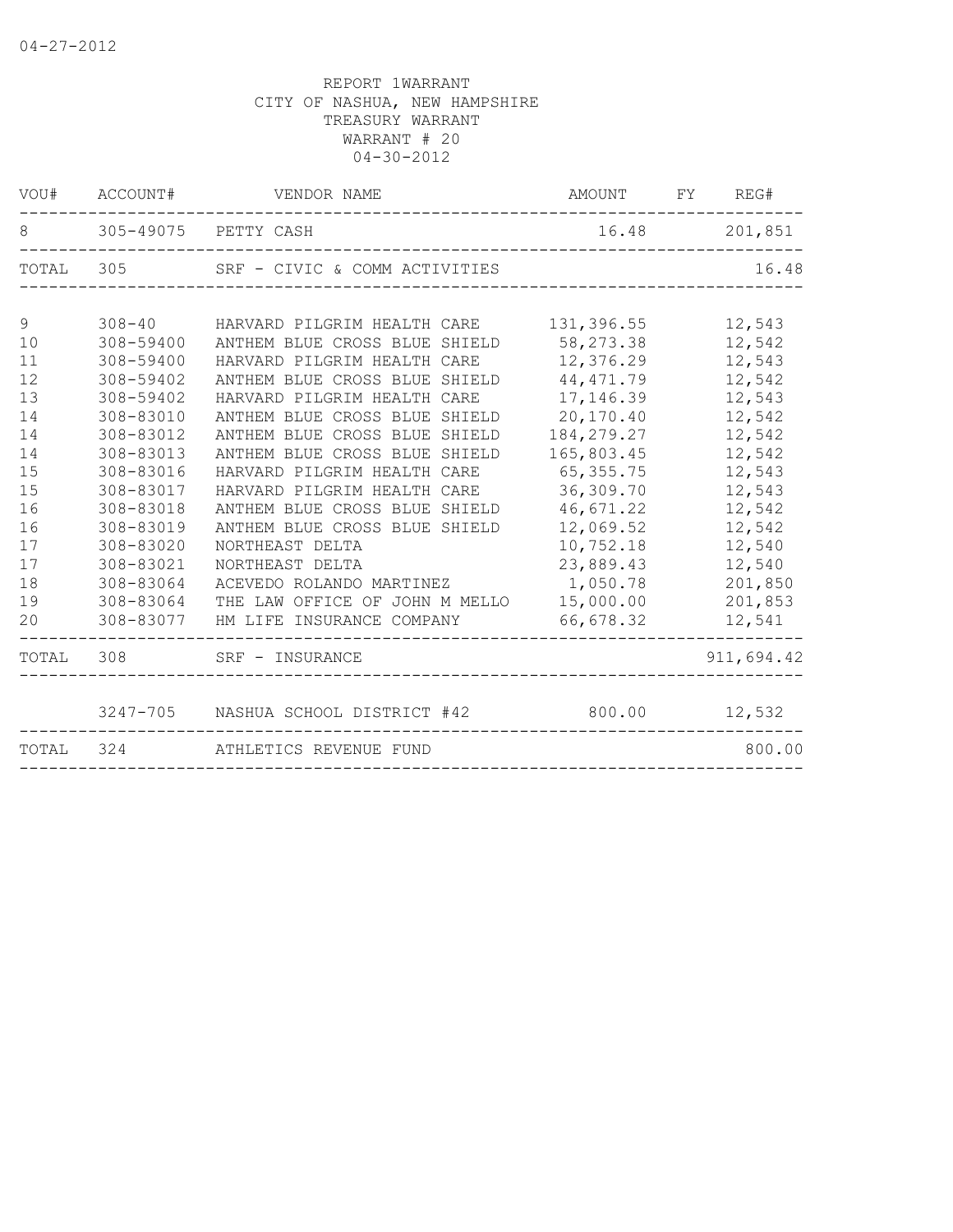04-27-2012

REPORT 1WARRANT
CITY OF NASHUA, NEW HAMPSHIRE
TREASURY WARRANT
WARRANT # 20
04-30-2012

| VOU# | ACCOUNT# | VENDOR NAME | AMOUNT | FY | REG# |
|---|---|---|---|---|---|
| 8 | 305-49075 | PETTY CASH | 16.48 | | 201,851 |
| TOTAL | 305 | SRF - CIVIC & COMM ACTIVITIES | | | 16.48 |
| 9 | 308-40 | HARVARD PILGRIM HEALTH CARE | 131,396.55 | | 12,543 |
| 10 | 308-59400 | ANTHEM BLUE CROSS BLUE SHIELD | 58,273.38 | | 12,542 |
| 11 | 308-59400 | HARVARD PILGRIM HEALTH CARE | 12,376.29 | | 12,543 |
| 12 | 308-59402 | ANTHEM BLUE CROSS BLUE SHIELD | 44,471.79 | | 12,542 |
| 13 | 308-59402 | HARVARD PILGRIM HEALTH CARE | 17,146.39 | | 12,543 |
| 14 | 308-83010 | ANTHEM BLUE CROSS BLUE SHIELD | 20,170.40 | | 12,542 |
| 14 | 308-83012 | ANTHEM BLUE CROSS BLUE SHIELD | 184,279.27 | | 12,542 |
| 14 | 308-83013 | ANTHEM BLUE CROSS BLUE SHIELD | 165,803.45 | | 12,542 |
| 15 | 308-83016 | HARVARD PILGRIM HEALTH CARE | 65,355.75 | | 12,543 |
| 15 | 308-83017 | HARVARD PILGRIM HEALTH CARE | 36,309.70 | | 12,543 |
| 16 | 308-83018 | ANTHEM BLUE CROSS BLUE SHIELD | 46,671.22 | | 12,542 |
| 16 | 308-83019 | ANTHEM BLUE CROSS BLUE SHIELD | 12,069.52 | | 12,542 |
| 17 | 308-83020 | NORTHEAST DELTA | 10,752.18 | | 12,540 |
| 17 | 308-83021 | NORTHEAST DELTA | 23,889.43 | | 12,540 |
| 18 | 308-83064 | ACEVEDO ROLANDO MARTINEZ | 1,050.78 | | 201,850 |
| 19 | 308-83064 | THE LAW OFFICE OF JOHN M MELLO | 15,000.00 | | 201,853 |
| 20 | 308-83077 | HM LIFE INSURANCE COMPANY | 66,678.32 | | 12,541 |
| TOTAL | 308 | SRF - INSURANCE | | | 911,694.42 |
| | 3247-705 | NASHUA SCHOOL DISTRICT #42 | 800.00 | | 12,532 |
| TOTAL | 324 | ATHLETICS REVENUE FUND | | | 800.00 |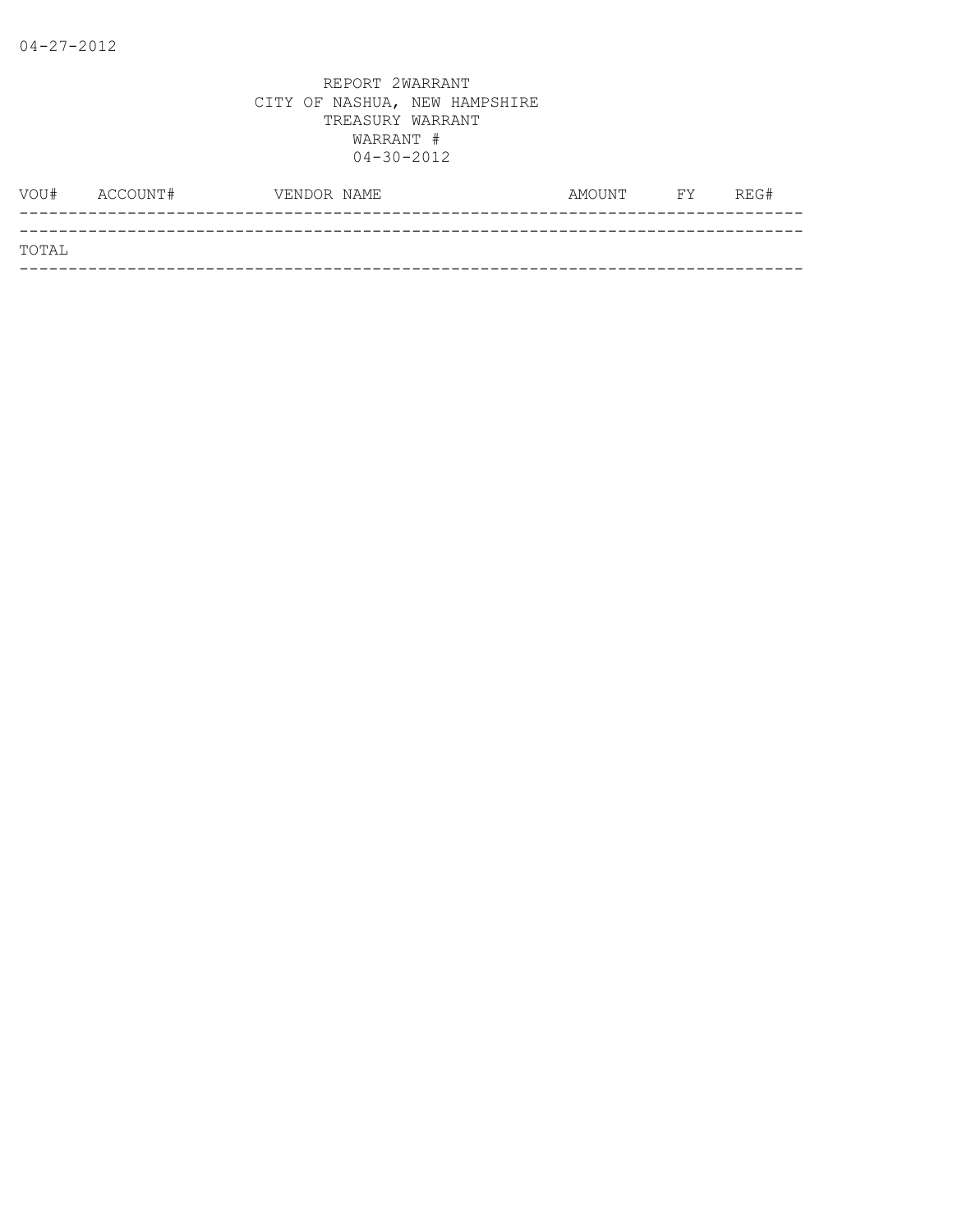04-27-2012

REPORT 2WARRANT
CITY OF NASHUA, NEW HAMPSHIRE
TREASURY WARRANT
WARRANT #
04-30-2012

| VOU# | ACCOUNT# | VENDOR NAME | AMOUNT | FY | REG# |
|---|---|---|---|---|---|
| TOTAL | | | | | |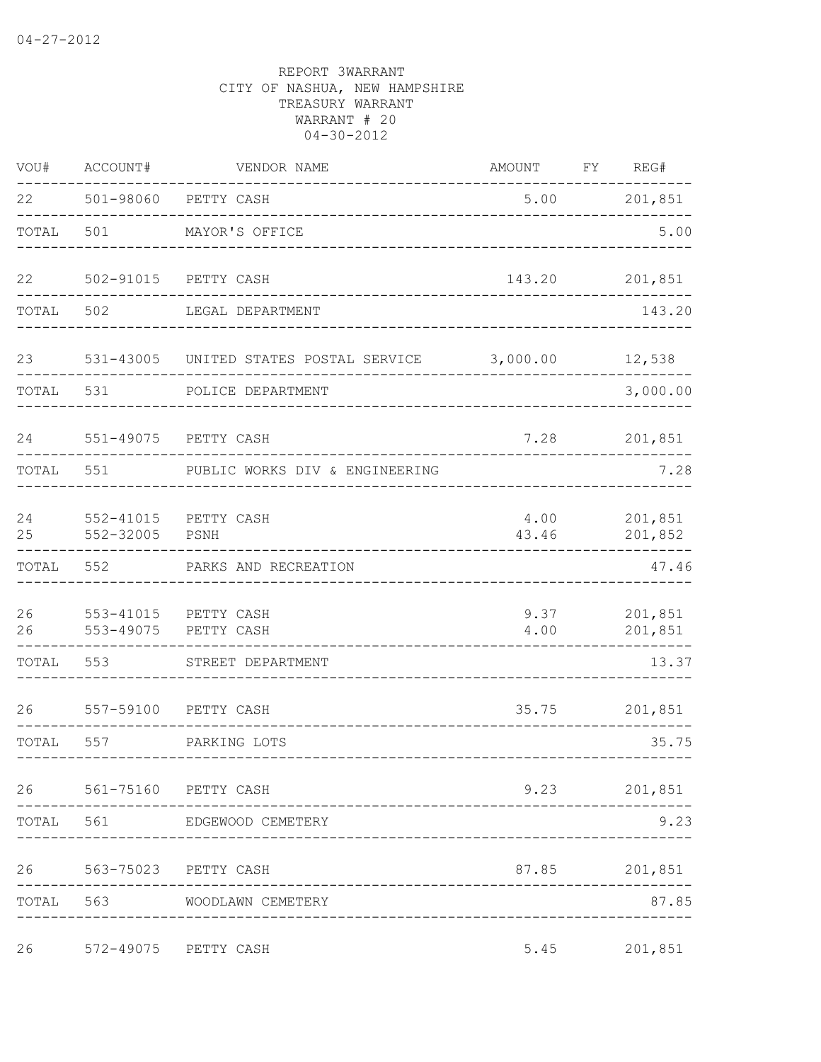04-27-2012

REPORT 3WARRANT
CITY OF NASHUA, NEW HAMPSHIRE
TREASURY WARRANT
WARRANT # 20
04-30-2012

| VOU# | ACCOUNT# | VENDOR NAME | AMOUNT | FY | REG# |
|---|---|---|---|---|---|
| 22 | 501-98060 | PETTY CASH | 5.00 | | 201,851 |
| TOTAL | 501 | MAYOR'S OFFICE | | | 5.00 |
| 22 | 502-91015 | PETTY CASH | 143.20 | | 201,851 |
| TOTAL | 502 | LEGAL DEPARTMENT | | | 143.20 |
| 23 | 531-43005 | UNITED STATES POSTAL SERVICE | 3,000.00 | | 12,538 |
| TOTAL | 531 | POLICE DEPARTMENT | | | 3,000.00 |
| 24 | 551-49075 | PETTY CASH | 7.28 | | 201,851 |
| TOTAL | 551 | PUBLIC WORKS DIV & ENGINEERING | | | 7.28 |
| 24 | 552-41015 | PETTY CASH | 4.00 | | 201,851 |
| 25 | 552-32005 | PSNH | 43.46 | | 201,852 |
| TOTAL | 552 | PARKS AND RECREATION | | | 47.46 |
| 26 | 553-41015 | PETTY CASH | 9.37 | | 201,851 |
| 26 | 553-49075 | PETTY CASH | 4.00 | | 201,851 |
| TOTAL | 553 | STREET DEPARTMENT | | | 13.37 |
| 26 | 557-59100 | PETTY CASH | 35.75 | | 201,851 |
| TOTAL | 557 | PARKING LOTS | | | 35.75 |
| 26 | 561-75160 | PETTY CASH | 9.23 | | 201,851 |
| TOTAL | 561 | EDGEWOOD CEMETERY | | | 9.23 |
| 26 | 563-75023 | PETTY CASH | 87.85 | | 201,851 |
| TOTAL | 563 | WOODLAWN CEMETERY | | | 87.85 |
| 26 | 572-49075 | PETTY CASH | 5.45 | | 201,851 |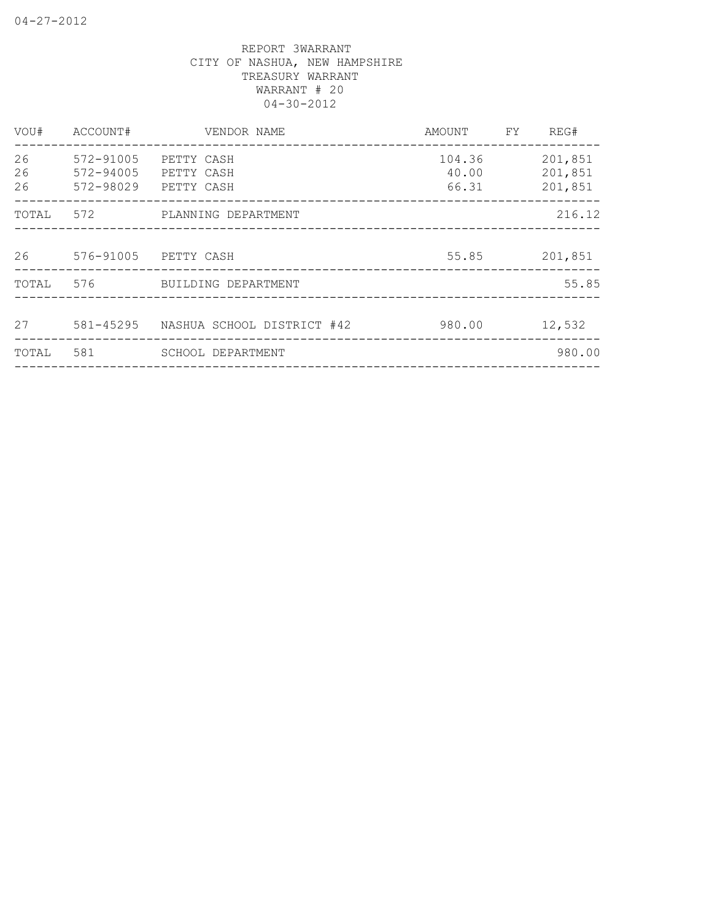REPORT 3WARRANT
CITY OF NASHUA, NEW HAMPSHIRE
TREASURY WARRANT
WARRANT # 20
04-30-2012

| VOU# | ACCOUNT# | VENDOR NAME | AMOUNT | FY | REG# |
|---|---|---|---|---|---|
| 26 | 572-91005 | PETTY CASH | 104.36 | | 201,851 |
| 26 | 572-94005 | PETTY CASH | 40.00 | | 201,851 |
| 26 | 572-98029 | PETTY CASH | 66.31 | | 201,851 |
| TOTAL | 572 | PLANNING DEPARTMENT | | | 216.12 |
| 26 | 576-91005 | PETTY CASH | 55.85 | | 201,851 |
| TOTAL | 576 | BUILDING DEPARTMENT | | | 55.85 |
| 27 | 581-45295 | NASHUA SCHOOL DISTRICT #42 | 980.00 | | 12,532 |
| TOTAL | 581 | SCHOOL DEPARTMENT | | | 980.00 |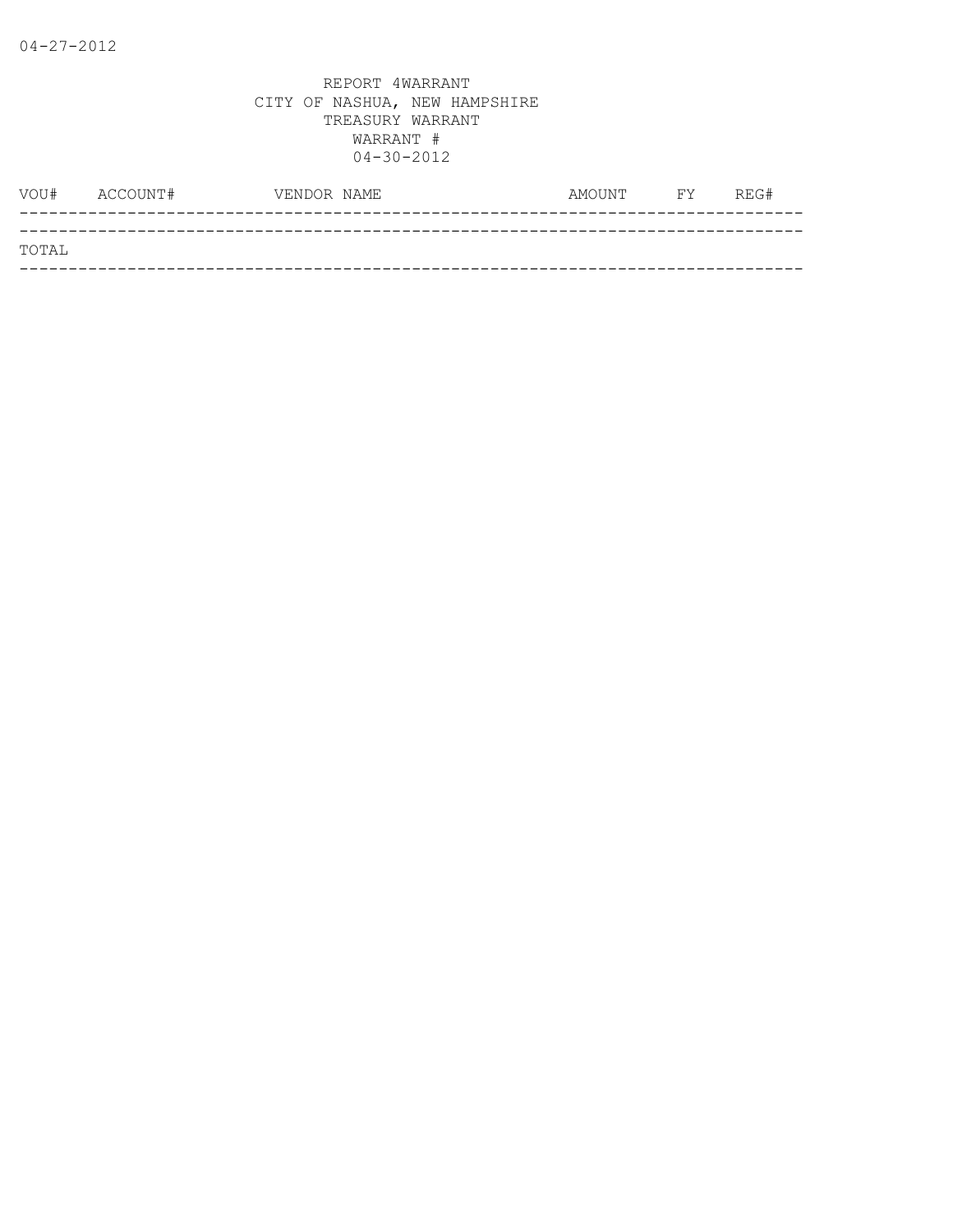04-27-2012

REPORT 4WARRANT
CITY OF NASHUA, NEW HAMPSHIRE
TREASURY WARRANT
WARRANT #
04-30-2012

| VOU# | ACCOUNT# | VENDOR NAME | AMOUNT | FY | REG# |
|---|---|---|---|---|---|
| TOTAL | | | | | |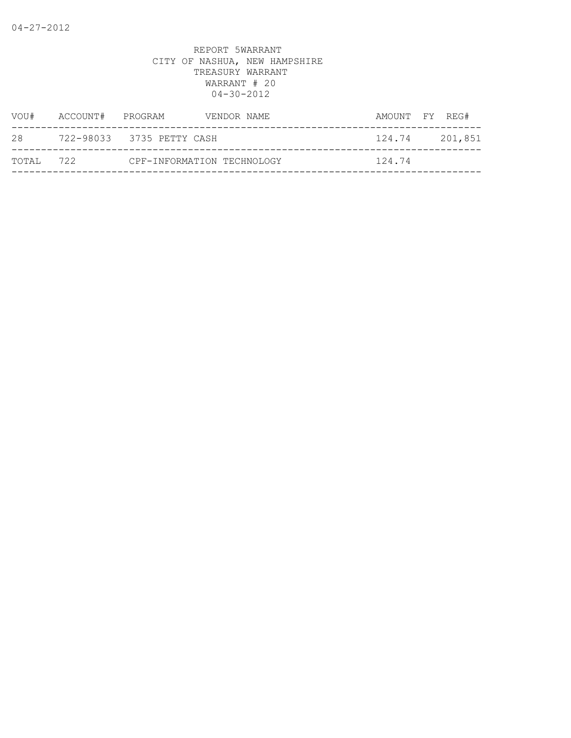REPORT 5WARRANT
CITY OF NASHUA, NEW HAMPSHIRE
TREASURY WARRANT
WARRANT # 20
04-30-2012

| VOU# | ACCOUNT# | PROGRAM | VENDOR NAME | AMOUNT | FY | REG# |
|---|---|---|---|---|---|---|
| 28 | 722-98033 | 3735 PETTY CASH | | 124.74 | | 201,851 |
| TOTAL | 722 | CPF-INFORMATION TECHNOLOGY | | 124.74 | | |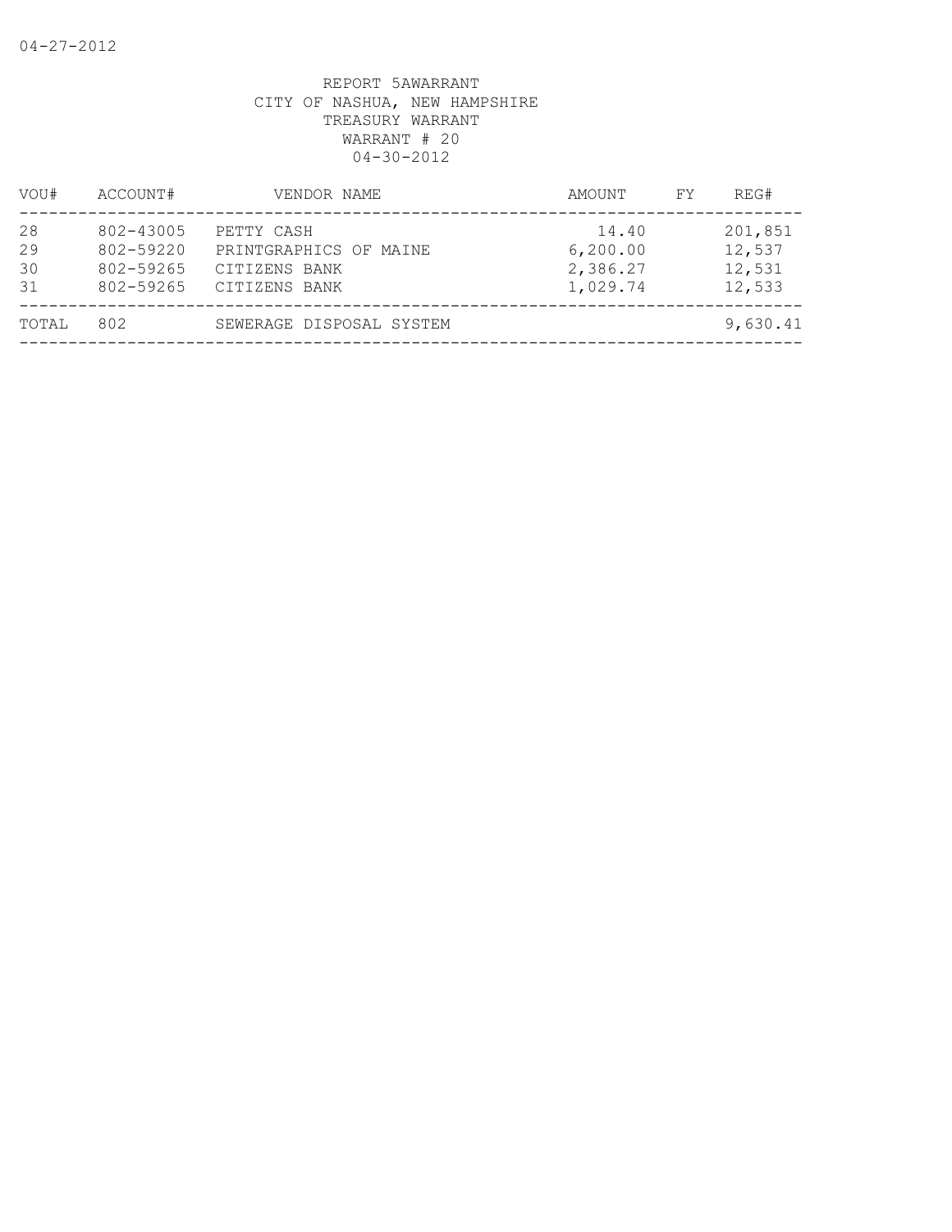REPORT 5AWARRANT
CITY OF NASHUA, NEW HAMPSHIRE
TREASURY WARRANT
WARRANT # 20
04-30-2012

| VOU# | ACCOUNT# | VENDOR NAME | AMOUNT | FY | REG# |
|---|---|---|---|---|---|
| 28 | 802-43005 | PETTY CASH | 14.40 | | 201,851 |
| 29 | 802-59220 | PRINTGRAPHICS OF MAINE | 6,200.00 | | 12,537 |
| 30 | 802-59265 | CITIZENS BANK | 2,386.27 | | 12,531 |
| 31 | 802-59265 | CITIZENS BANK | 1,029.74 | | 12,533 |
| TOTAL | 802 | SEWERAGE DISPOSAL SYSTEM | | | 9,630.41 |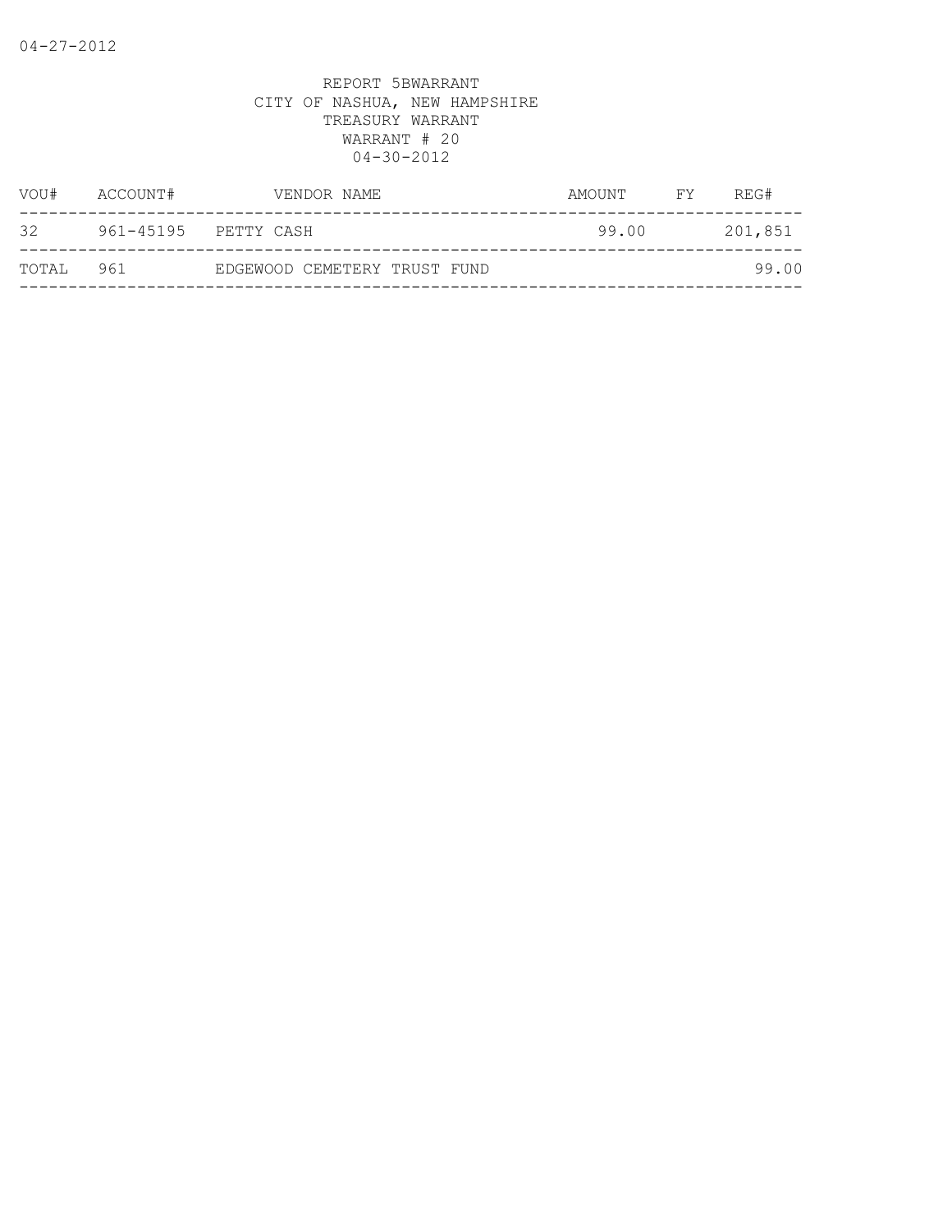04-27-2012

REPORT 5BWARRANT
CITY OF NASHUA, NEW HAMPSHIRE
TREASURY WARRANT
WARRANT # 20
04-30-2012

| VOU# | ACCOUNT# | VENDOR NAME | AMOUNT | FY | REG# |
|---|---|---|---|---|---|
| 32 | 961-45195 | PETTY CASH | 99.00 | | 201,851 |
| TOTAL | 961 | EDGEWOOD CEMETERY TRUST FUND | | | 99.00 |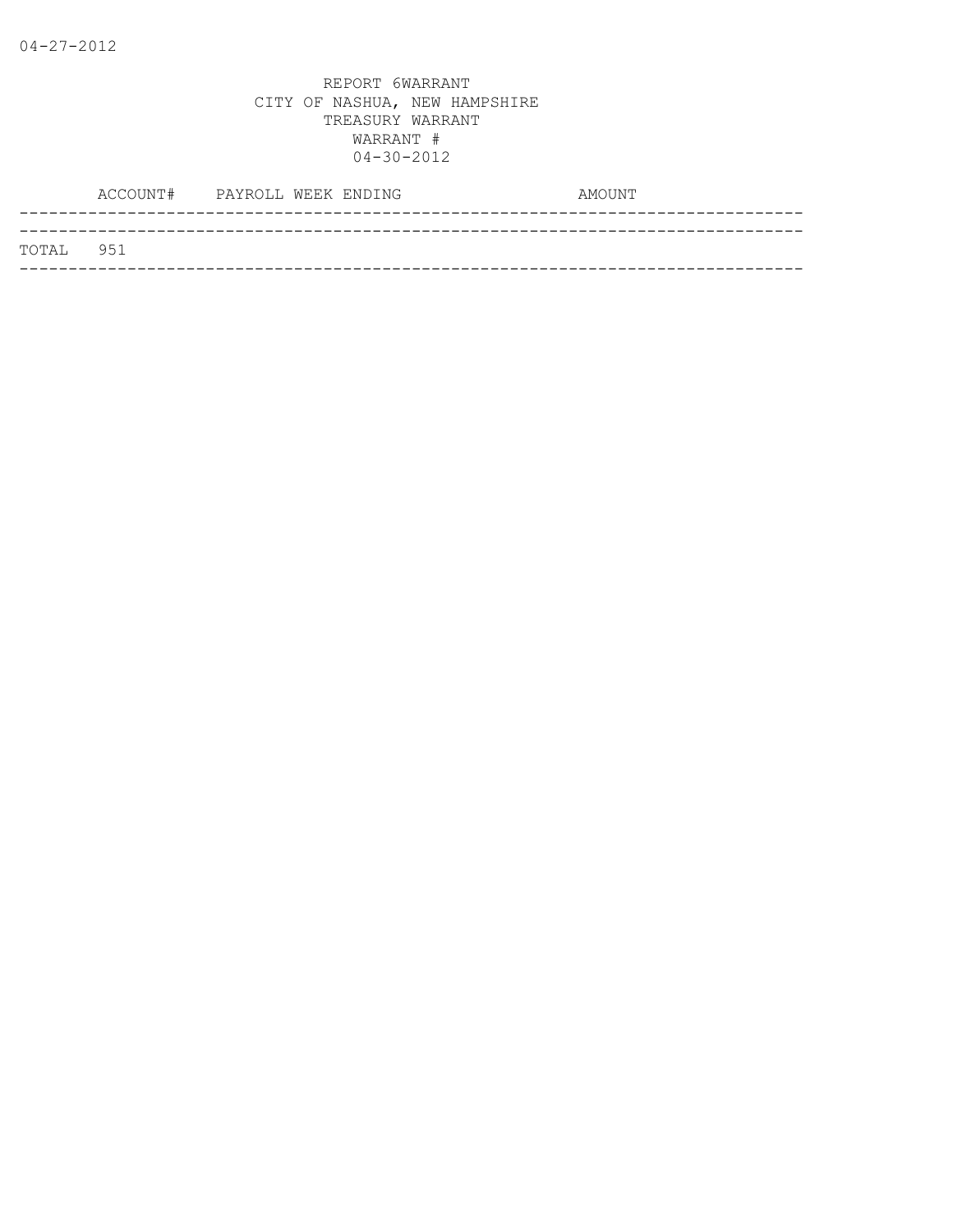04-27-2012

REPORT 6WARRANT
CITY OF NASHUA, NEW HAMPSHIRE
TREASURY WARRANT
WARRANT #
04-30-2012

| | ACCOUNT# | PAYROLL WEEK ENDING | AMOUNT |
|---|---|---|---|
| TOTAL | 951 | | |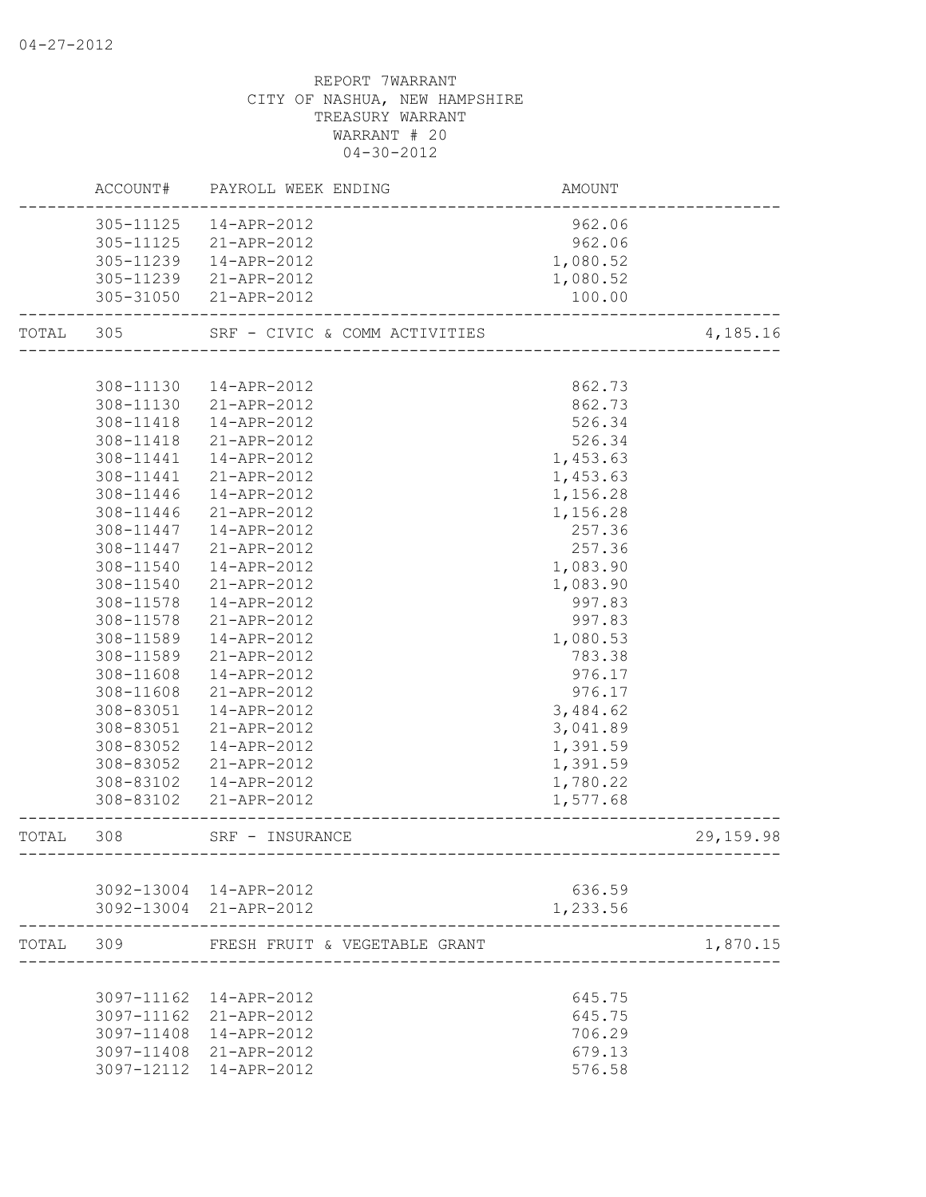04-27-2012

REPORT 7WARRANT
CITY OF NASHUA, NEW HAMPSHIRE
TREASURY WARRANT
WARRANT # 20
04-30-2012

| | ACCOUNT# | PAYROLL WEEK ENDING | AMOUNT | |
|---|---|---|---|---|
| | 305-11125 | 14-APR-2012 | 962.06 | |
| | 305-11125 | 21-APR-2012 | 962.06 | |
| | 305-11239 | 14-APR-2012 | 1,080.52 | |
| | 305-11239 | 21-APR-2012 | 1,080.52 | |
| | 305-31050 | 21-APR-2012 | 100.00 | |
| TOTAL | 305 | SRF - CIVIC & COMM ACTIVITIES | | 4,185.16 |
| | 308-11130 | 14-APR-2012 | 862.73 | |
| | 308-11130 | 21-APR-2012 | 862.73 | |
| | 308-11418 | 14-APR-2012 | 526.34 | |
| | 308-11418 | 21-APR-2012 | 526.34 | |
| | 308-11441 | 14-APR-2012 | 1,453.63 | |
| | 308-11441 | 21-APR-2012 | 1,453.63 | |
| | 308-11446 | 14-APR-2012 | 1,156.28 | |
| | 308-11446 | 21-APR-2012 | 1,156.28 | |
| | 308-11447 | 14-APR-2012 | 257.36 | |
| | 308-11447 | 21-APR-2012 | 257.36 | |
| | 308-11540 | 14-APR-2012 | 1,083.90 | |
| | 308-11540 | 21-APR-2012 | 1,083.90 | |
| | 308-11578 | 14-APR-2012 | 997.83 | |
| | 308-11578 | 21-APR-2012 | 997.83 | |
| | 308-11589 | 14-APR-2012 | 1,080.53 | |
| | 308-11589 | 21-APR-2012 | 783.38 | |
| | 308-11608 | 14-APR-2012 | 976.17 | |
| | 308-11608 | 21-APR-2012 | 976.17 | |
| | 308-83051 | 14-APR-2012 | 3,484.62 | |
| | 308-83051 | 21-APR-2012 | 3,041.89 | |
| | 308-83052 | 14-APR-2012 | 1,391.59 | |
| | 308-83052 | 21-APR-2012 | 1,391.59 | |
| | 308-83102 | 14-APR-2012 | 1,780.22 | |
| | 308-83102 | 21-APR-2012 | 1,577.68 | |
| TOTAL | 308 | SRF - INSURANCE | | 29,159.98 |
| | 3092-13004 | 14-APR-2012 | 636.59 | |
| | 3092-13004 | 21-APR-2012 | 1,233.56 | |
| TOTAL | 309 | FRESH FRUIT & VEGETABLE GRANT | | 1,870.15 |
| | 3097-11162 | 14-APR-2012 | 645.75 | |
| | 3097-11162 | 21-APR-2012 | 645.75 | |
| | 3097-11408 | 14-APR-2012 | 706.29 | |
| | 3097-11408 | 21-APR-2012 | 679.13 | |
| | 3097-12112 | 14-APR-2012 | 576.58 | |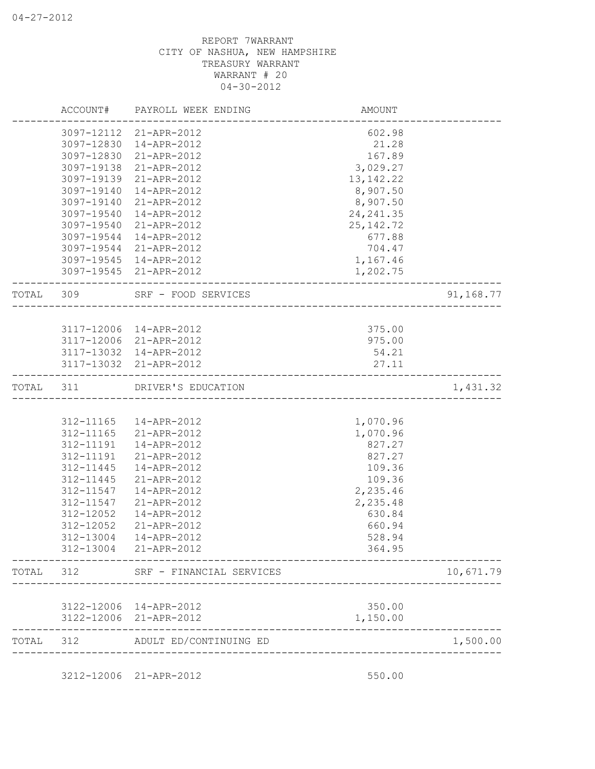REPORT 7WARRANT
CITY OF NASHUA, NEW HAMPSHIRE
TREASURY WARRANT
WARRANT # 20
04-30-2012

| | ACCOUNT# | PAYROLL WEEK ENDING | AMOUNT | |
|---|---|---|---|---|
| | 3097-12112 | 21-APR-2012 | 602.98 | |
| | 3097-12830 | 14-APR-2012 | 21.28 | |
| | 3097-12830 | 21-APR-2012 | 167.89 | |
| | 3097-19138 | 21-APR-2012 | 3,029.27 | |
| | 3097-19139 | 21-APR-2012 | 13,142.22 | |
| | 3097-19140 | 14-APR-2012 | 8,907.50 | |
| | 3097-19140 | 21-APR-2012 | 8,907.50 | |
| | 3097-19540 | 14-APR-2012 | 24,241.35 | |
| | 3097-19540 | 21-APR-2012 | 25,142.72 | |
| | 3097-19544 | 14-APR-2012 | 677.88 | |
| | 3097-19544 | 21-APR-2012 | 704.47 | |
| | 3097-19545 | 14-APR-2012 | 1,167.46 | |
| | 3097-19545 | 21-APR-2012 | 1,202.75 | |
| TOTAL | 309 | SRF - FOOD SERVICES | | 91,168.77 |
| | 3117-12006 | 14-APR-2012 | 375.00 | |
| | 3117-12006 | 21-APR-2012 | 975.00 | |
| | 3117-13032 | 14-APR-2012 | 54.21 | |
| | 3117-13032 | 21-APR-2012 | 27.11 | |
| TOTAL | 311 | DRIVER'S EDUCATION | | 1,431.32 |
| | 312-11165 | 14-APR-2012 | 1,070.96 | |
| | 312-11165 | 21-APR-2012 | 1,070.96 | |
| | 312-11191 | 14-APR-2012 | 827.27 | |
| | 312-11191 | 21-APR-2012 | 827.27 | |
| | 312-11445 | 14-APR-2012 | 109.36 | |
| | 312-11445 | 21-APR-2012 | 109.36 | |
| | 312-11547 | 14-APR-2012 | 2,235.46 | |
| | 312-11547 | 21-APR-2012 | 2,235.48 | |
| | 312-12052 | 14-APR-2012 | 630.84 | |
| | 312-12052 | 21-APR-2012 | 660.94 | |
| | 312-13004 | 14-APR-2012 | 528.94 | |
| | 312-13004 | 21-APR-2012 | 364.95 | |
| TOTAL | 312 | SRF - FINANCIAL SERVICES | | 10,671.79 |
| | 3122-12006 | 14-APR-2012 | 350.00 | |
| | 3122-12006 | 21-APR-2012 | 1,150.00 | |
| TOTAL | 312 | ADULT ED/CONTINUING ED | | 1,500.00 |
| | 3212-12006 | 21-APR-2012 | 550.00 | |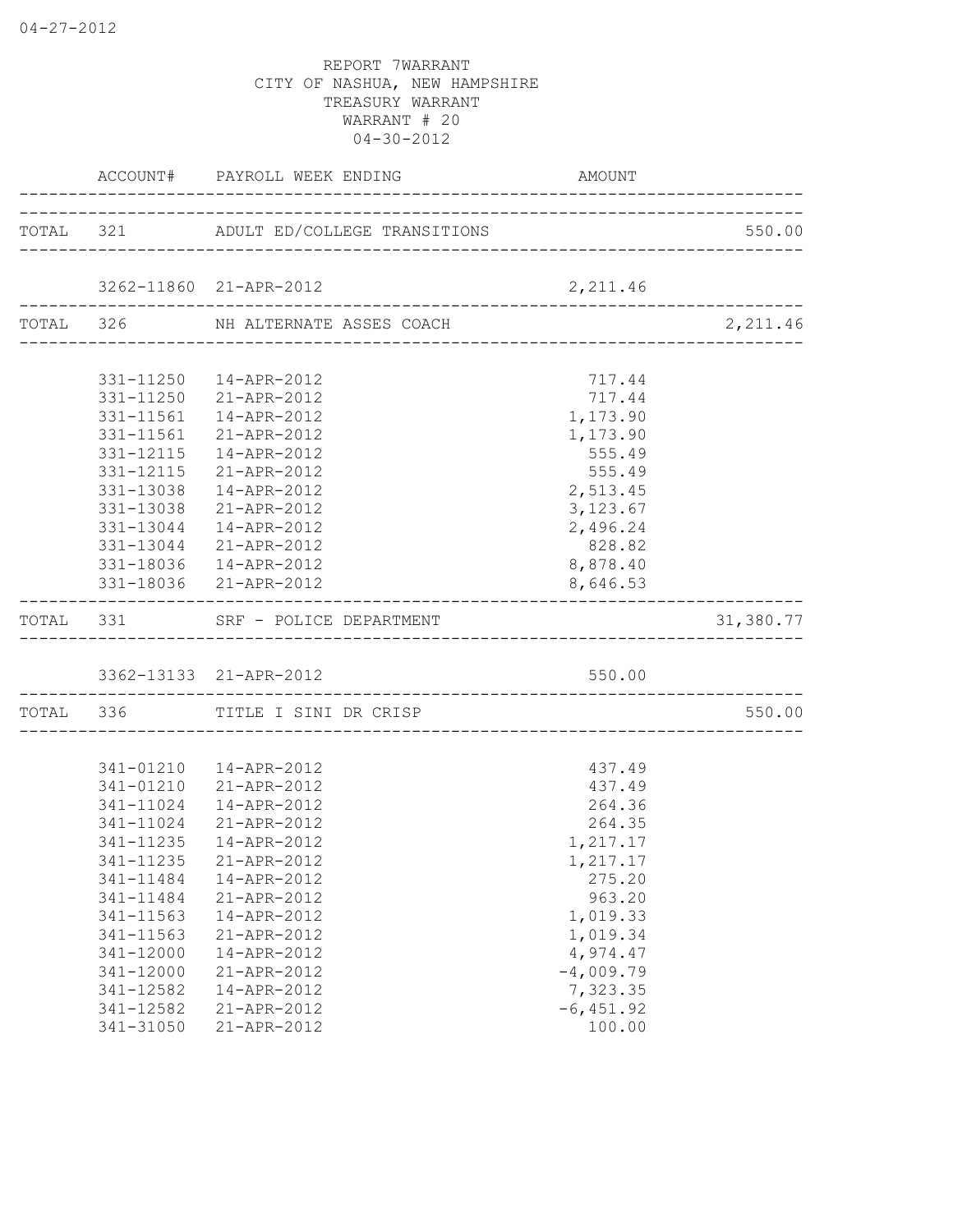REPORT 7WARRANT
CITY OF NASHUA, NEW HAMPSHIRE
TREASURY WARRANT
WARRANT # 20
04-30-2012

| | ACCOUNT# | PAYROLL WEEK ENDING | AMOUNT | |
|---|---|---|---|---|
| TOTAL | 321 | ADULT ED/COLLEGE TRANSITIONS | | 550.00 |
| | 3262-11860 | 21-APR-2012 | 2,211.46 | |
| TOTAL | 326 | NH ALTERNATE ASSES COACH | | 2,211.46 |
| | 331-11250 | 14-APR-2012 | 717.44 | |
| | 331-11250 | 21-APR-2012 | 717.44 | |
| | 331-11561 | 14-APR-2012 | 1,173.90 | |
| | 331-11561 | 21-APR-2012 | 1,173.90 | |
| | 331-12115 | 14-APR-2012 | 555.49 | |
| | 331-12115 | 21-APR-2012 | 555.49 | |
| | 331-13038 | 14-APR-2012 | 2,513.45 | |
| | 331-13038 | 21-APR-2012 | 3,123.67 | |
| | 331-13044 | 14-APR-2012 | 2,496.24 | |
| | 331-13044 | 21-APR-2012 | 828.82 | |
| | 331-18036 | 14-APR-2012 | 8,878.40 | |
| | 331-18036 | 21-APR-2012 | 8,646.53 | |
| TOTAL | 331 | SRF - POLICE DEPARTMENT | | 31,380.77 |
| | 3362-13133 | 21-APR-2012 | 550.00 | |
| TOTAL | 336 | TITLE I SINI DR CRISP | | 550.00 |
| | 341-01210 | 14-APR-2012 | 437.49 | |
| | 341-01210 | 21-APR-2012 | 437.49 | |
| | 341-11024 | 14-APR-2012 | 264.36 | |
| | 341-11024 | 21-APR-2012 | 264.35 | |
| | 341-11235 | 14-APR-2012 | 1,217.17 | |
| | 341-11235 | 21-APR-2012 | 1,217.17 | |
| | 341-11484 | 14-APR-2012 | 275.20 | |
| | 341-11484 | 21-APR-2012 | 963.20 | |
| | 341-11563 | 14-APR-2012 | 1,019.33 | |
| | 341-11563 | 21-APR-2012 | 1,019.34 | |
| | 341-12000 | 14-APR-2012 | 4,974.47 | |
| | 341-12000 | 21-APR-2012 | -4,009.79 | |
| | 341-12582 | 14-APR-2012 | 7,323.35 | |
| | 341-12582 | 21-APR-2012 | -6,451.92 | |
| | 341-31050 | 21-APR-2012 | 100.00 | |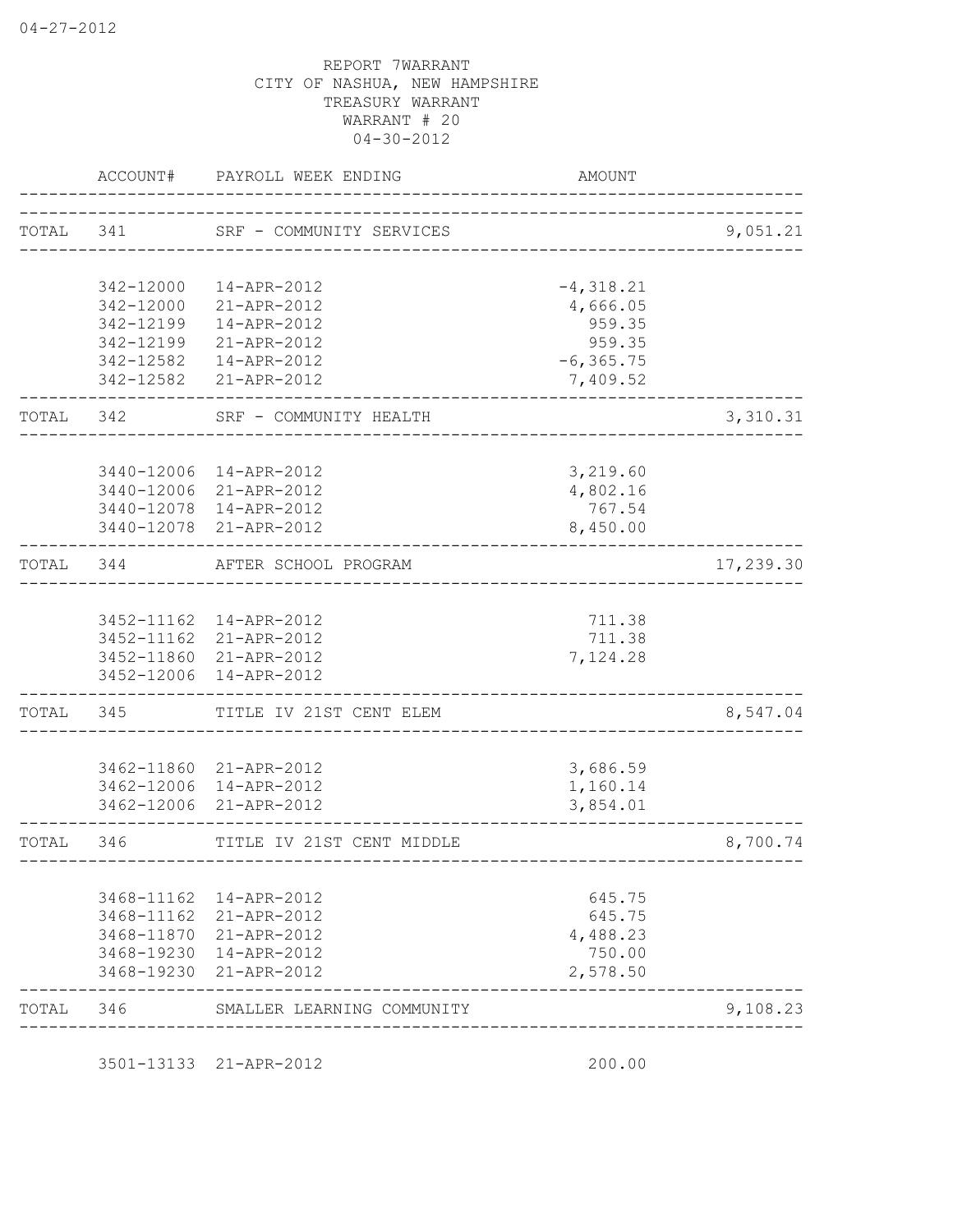04-27-2012

REPORT 7WARRANT
CITY OF NASHUA, NEW HAMPSHIRE
TREASURY WARRANT
WARRANT # 20
04-30-2012

| | ACCOUNT# | PAYROLL WEEK ENDING | AMOUNT | |
|---|---|---|---|---|
| TOTAL | 341 | SRF - COMMUNITY SERVICES | | 9,051.21 |
| | 342-12000 | 14-APR-2012 | -4,318.21 | |
| | 342-12000 | 21-APR-2012 | 4,666.05 | |
| | 342-12199 | 14-APR-2012 | 959.35 | |
| | 342-12199 | 21-APR-2012 | 959.35 | |
| | 342-12582 | 14-APR-2012 | -6,365.75 | |
| | 342-12582 | 21-APR-2012 | 7,409.52 | |
| TOTAL | 342 | SRF - COMMUNITY HEALTH | | 3,310.31 |
| | 3440-12006 | 14-APR-2012 | 3,219.60 | |
| | 3440-12006 | 21-APR-2012 | 4,802.16 | |
| | 3440-12078 | 14-APR-2012 | 767.54 | |
| | 3440-12078 | 21-APR-2012 | 8,450.00 | |
| TOTAL | 344 | AFTER SCHOOL PROGRAM | | 17,239.30 |
| | 3452-11162 | 14-APR-2012 | 711.38 | |
| | 3452-11162 | 21-APR-2012 | 711.38 | |
| | 3452-11860 | 21-APR-2012 | 7,124.28 | |
| | 3452-12006 | 14-APR-2012 | | |
| TOTAL | 345 | TITLE IV 21ST CENT ELEM | | 8,547.04 |
| | 3462-11860 | 21-APR-2012 | 3,686.59 | |
| | 3462-12006 | 14-APR-2012 | 1,160.14 | |
| | 3462-12006 | 21-APR-2012 | 3,854.01 | |
| TOTAL | 346 | TITLE IV 21ST CENT MIDDLE | | 8,700.74 |
| | 3468-11162 | 14-APR-2012 | 645.75 | |
| | 3468-11162 | 21-APR-2012 | 645.75 | |
| | 3468-11870 | 21-APR-2012 | 4,488.23 | |
| | 3468-19230 | 14-APR-2012 | 750.00 | |
| | 3468-19230 | 21-APR-2012 | 2,578.50 | |
| TOTAL | 346 | SMALLER LEARNING COMMUNITY | | 9,108.23 |
| | 3501-13133 | 21-APR-2012 | 200.00 | |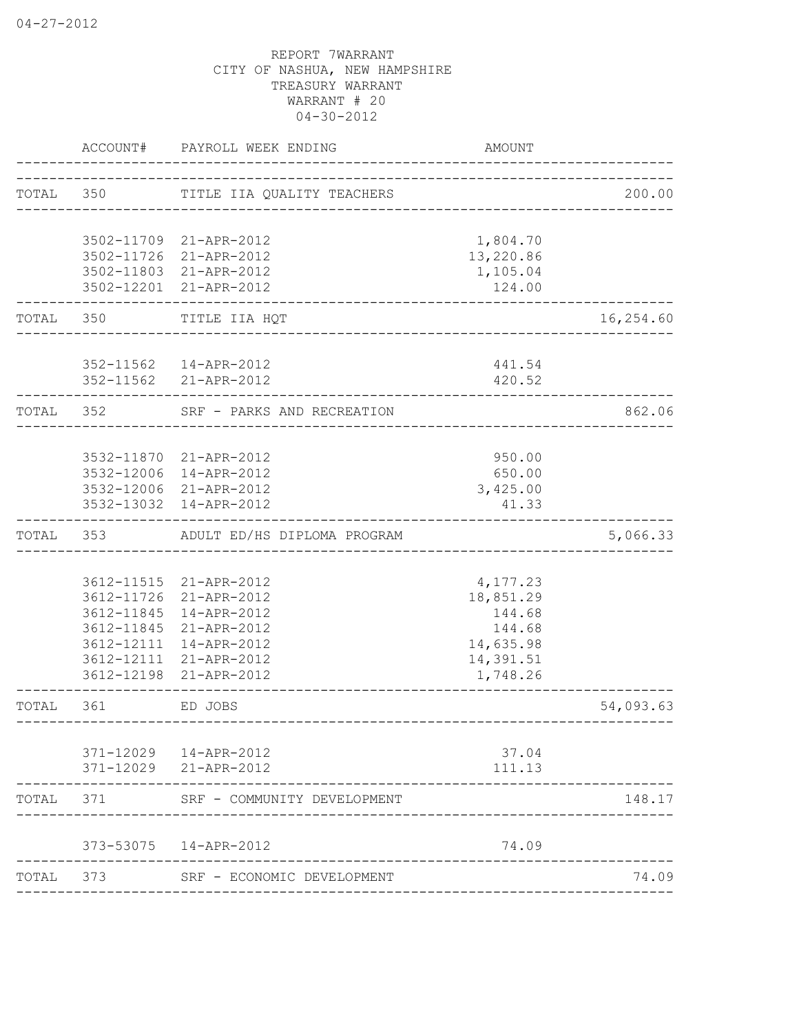04-27-2012

REPORT 7WARRANT
CITY OF NASHUA, NEW HAMPSHIRE
TREASURY WARRANT
WARRANT # 20
04-30-2012

| | ACCOUNT# | PAYROLL WEEK ENDING | AMOUNT | |
|---|---|---|---|---|
| TOTAL | 350 | TITLE IIA QUALITY TEACHERS | | 200.00 |
| | 3502-11709 | 21-APR-2012 | 1,804.70 | |
| | 3502-11726 | 21-APR-2012 | 13,220.86 | |
| | 3502-11803 | 21-APR-2012 | 1,105.04 | |
| | 3502-12201 | 21-APR-2012 | 124.00 | |
| TOTAL | 350 | TITLE IIA HQT | | 16,254.60 |
| | 352-11562 | 14-APR-2012 | 441.54 | |
| | 352-11562 | 21-APR-2012 | 420.52 | |
| TOTAL | 352 | SRF - PARKS AND RECREATION | | 862.06 |
| | 3532-11870 | 21-APR-2012 | 950.00 | |
| | 3532-12006 | 14-APR-2012 | 650.00 | |
| | 3532-12006 | 21-APR-2012 | 3,425.00 | |
| | 3532-13032 | 14-APR-2012 | 41.33 | |
| TOTAL | 353 | ADULT ED/HS DIPLOMA PROGRAM | | 5,066.33 |
| | 3612-11515 | 21-APR-2012 | 4,177.23 | |
| | 3612-11726 | 21-APR-2012 | 18,851.29 | |
| | 3612-11845 | 14-APR-2012 | 144.68 | |
| | 3612-11845 | 21-APR-2012 | 144.68 | |
| | 3612-12111 | 14-APR-2012 | 14,635.98 | |
| | 3612-12111 | 21-APR-2012 | 14,391.51 | |
| | 3612-12198 | 21-APR-2012 | 1,748.26 | |
| TOTAL | 361 | ED JOBS | | 54,093.63 |
| | 371-12029 | 14-APR-2012 | 37.04 | |
| | 371-12029 | 21-APR-2012 | 111.13 | |
| TOTAL | 371 | SRF - COMMUNITY DEVELOPMENT | | 148.17 |
| | 373-53075 | 14-APR-2012 | 74.09 | |
| TOTAL | 373 | SRF - ECONOMIC DEVELOPMENT | | 74.09 |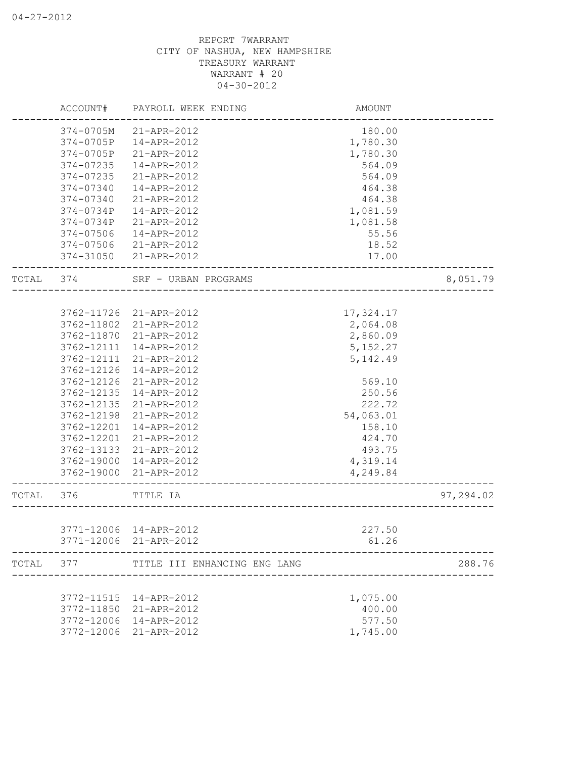REPORT 7WARRANT
CITY OF NASHUA, NEW HAMPSHIRE
TREASURY WARRANT
WARRANT # 20
04-30-2012

| ACCOUNT# | PAYROLL WEEK ENDING | AMOUNT | |
|---|---|---|---|
| 374-0705M | 21-APR-2012 | 180.00 | |
| 374-0705P | 14-APR-2012 | 1,780.30 | |
| 374-0705P | 21-APR-2012 | 1,780.30 | |
| 374-07235 | 14-APR-2012 | 564.09 | |
| 374-07235 | 21-APR-2012 | 564.09 | |
| 374-07340 | 14-APR-2012 | 464.38 | |
| 374-07340 | 21-APR-2012 | 464.38 | |
| 374-0734P | 14-APR-2012 | 1,081.59 | |
| 374-0734P | 21-APR-2012 | 1,081.58 | |
| 374-07506 | 14-APR-2012 | 55.56 | |
| 374-07506 | 21-APR-2012 | 18.52 | |
| 374-31050 | 21-APR-2012 | 17.00 | |
| TOTAL 374 | SRF - URBAN PROGRAMS | | 8,051.79 |
| 3762-11726 | 21-APR-2012 | 17,324.17 | |
| 3762-11802 | 21-APR-2012 | 2,064.08 | |
| 3762-11870 | 21-APR-2012 | 2,860.09 | |
| 3762-12111 | 14-APR-2012 | 5,152.27 | |
| 3762-12111 | 21-APR-2012 | 5,142.49 | |
| 3762-12126 | 14-APR-2012 | | |
| 3762-12126 | 21-APR-2012 | 569.10 | |
| 3762-12135 | 14-APR-2012 | 250.56 | |
| 3762-12135 | 21-APR-2012 | 222.72 | |
| 3762-12198 | 21-APR-2012 | 54,063.01 | |
| 3762-12201 | 14-APR-2012 | 158.10 | |
| 3762-12201 | 21-APR-2012 | 424.70 | |
| 3762-13133 | 21-APR-2012 | 493.75 | |
| 3762-19000 | 14-APR-2012 | 4,319.14 | |
| 3762-19000 | 21-APR-2012 | 4,249.84 | |
| TOTAL 376 | TITLE IA | | 97,294.02 |
| 3771-12006 | 14-APR-2012 | 227.50 | |
| 3771-12006 | 21-APR-2012 | 61.26 | |
| TOTAL 377 | TITLE III ENHANCING ENG LANG | | 288.76 |
| 3772-11515 | 14-APR-2012 | 1,075.00 | |
| 3772-11850 | 21-APR-2012 | 400.00 | |
| 3772-12006 | 14-APR-2012 | 577.50 | |
| 3772-12006 | 21-APR-2012 | 1,745.00 | |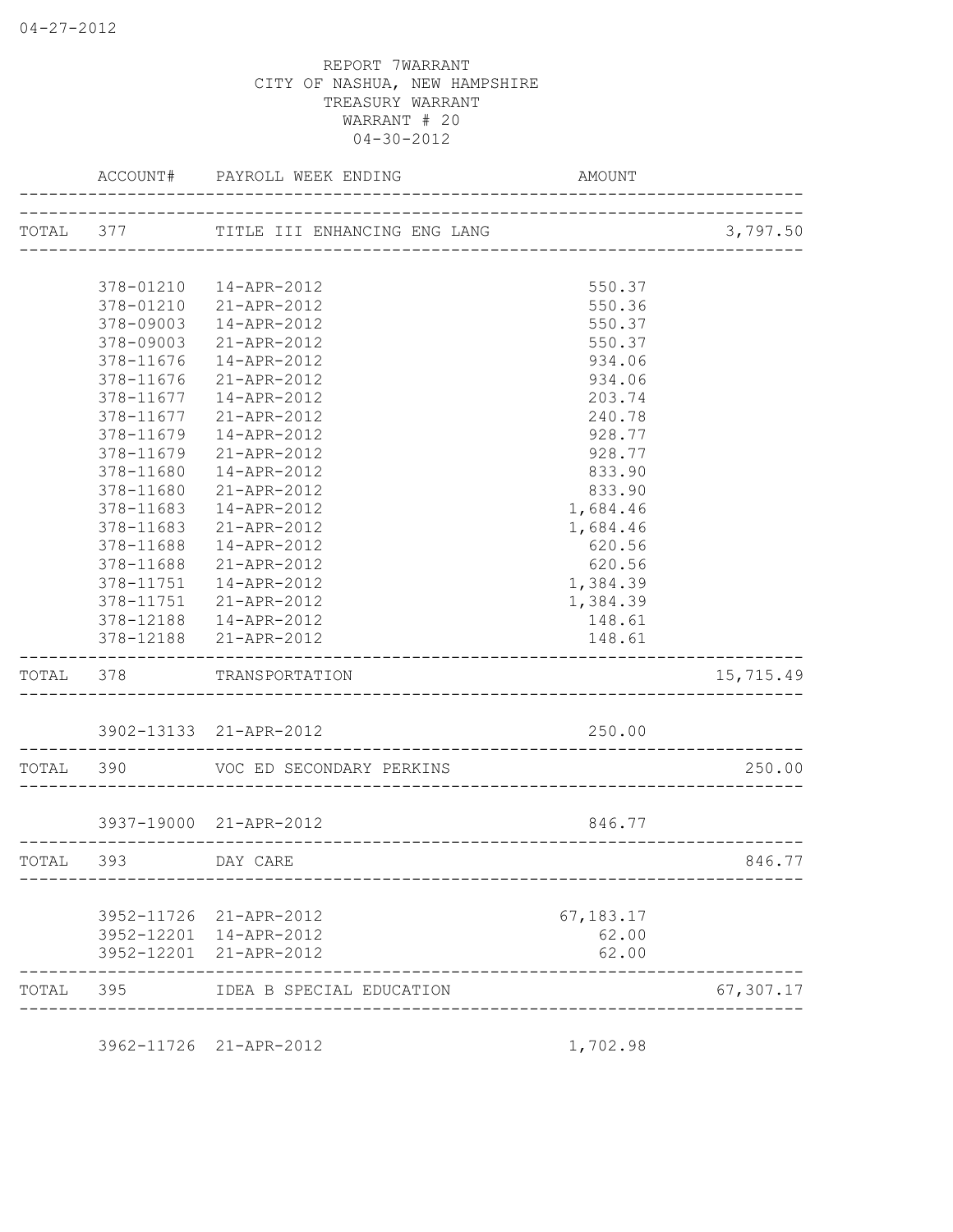REPORT 7WARRANT
CITY OF NASHUA, NEW HAMPSHIRE
TREASURY WARRANT
WARRANT # 20
04-30-2012

| | ACCOUNT# | PAYROLL WEEK ENDING | AMOUNT | |
|---|---|---|---|---|
| TOTAL | 377 | TITLE III ENHANCING ENG LANG | | 3,797.50 |
| | 378-01210 | 14-APR-2012 | 550.37 | |
| | 378-01210 | 21-APR-2012 | 550.36 | |
| | 378-09003 | 14-APR-2012 | 550.37 | |
| | 378-09003 | 21-APR-2012 | 550.37 | |
| | 378-11676 | 14-APR-2012 | 934.06 | |
| | 378-11676 | 21-APR-2012 | 934.06 | |
| | 378-11677 | 14-APR-2012 | 203.74 | |
| | 378-11677 | 21-APR-2012 | 240.78 | |
| | 378-11679 | 14-APR-2012 | 928.77 | |
| | 378-11679 | 21-APR-2012 | 928.77 | |
| | 378-11680 | 14-APR-2012 | 833.90 | |
| | 378-11680 | 21-APR-2012 | 833.90 | |
| | 378-11683 | 14-APR-2012 | 1,684.46 | |
| | 378-11683 | 21-APR-2012 | 1,684.46 | |
| | 378-11688 | 14-APR-2012 | 620.56 | |
| | 378-11688 | 21-APR-2012 | 620.56 | |
| | 378-11751 | 14-APR-2012 | 1,384.39 | |
| | 378-11751 | 21-APR-2012 | 1,384.39 | |
| | 378-12188 | 14-APR-2012 | 148.61 | |
| | 378-12188 | 21-APR-2012 | 148.61 | |
| TOTAL | 378 | TRANSPORTATION | | 15,715.49 |
| | 3902-13133 | 21-APR-2012 | 250.00 | |
| TOTAL | 390 | VOC ED SECONDARY PERKINS | | 250.00 |
| | 3937-19000 | 21-APR-2012 | 846.77 | |
| TOTAL | 393 | DAY CARE | | 846.77 |
| | 3952-11726 | 21-APR-2012 | 67,183.17 | |
| | 3952-12201 | 14-APR-2012 | 62.00 | |
| | 3952-12201 | 21-APR-2012 | 62.00 | |
| TOTAL | 395 | IDEA B SPECIAL EDUCATION | | 67,307.17 |
| | 3962-11726 | 21-APR-2012 | 1,702.98 | |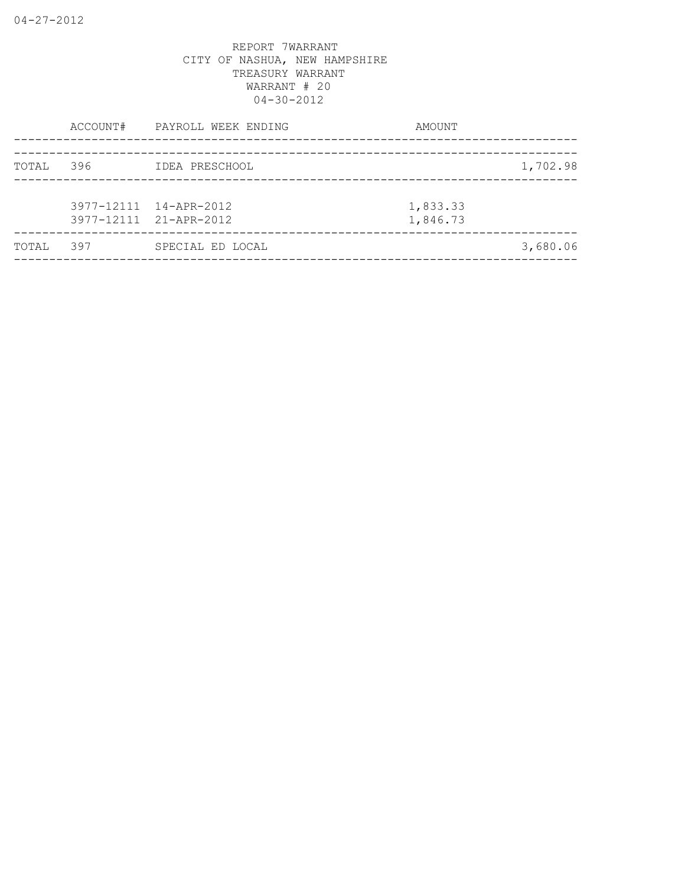REPORT 7WARRANT
CITY OF NASHUA, NEW HAMPSHIRE
TREASURY WARRANT
WARRANT # 20
04-30-2012

| | ACCOUNT# | PAYROLL WEEK ENDING | AMOUNT | |
|---|---|---|---|---|
| TOTAL | 396 | IDEA PRESCHOOL | | 1,702.98 |
| | 3977-12111 | 14-APR-2012 | 1,833.33 | |
| | 3977-12111 | 21-APR-2012 | 1,846.73 | |
| TOTAL | 397 | SPECIAL ED LOCAL | | 3,680.06 |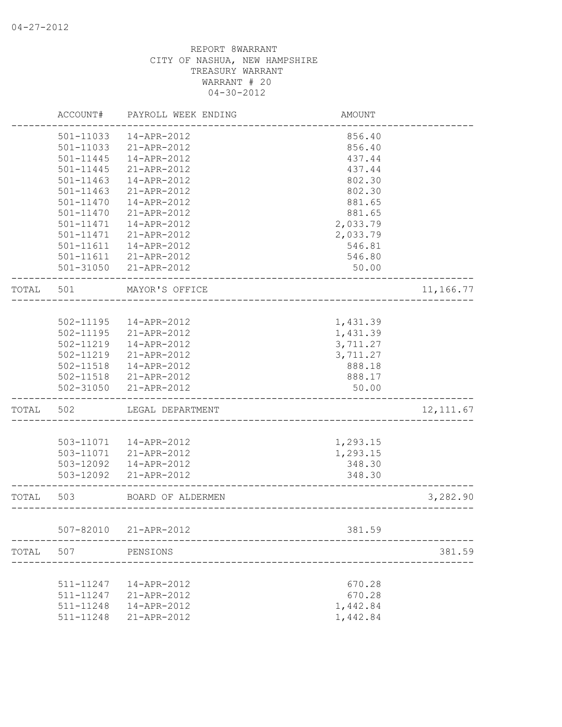04-27-2012

REPORT 8WARRANT
CITY OF NASHUA, NEW HAMPSHIRE
TREASURY WARRANT
WARRANT # 20
04-30-2012

| | ACCOUNT# | PAYROLL WEEK ENDING | AMOUNT | |
|---|---|---|---|---|
| | 501-11033 | 14-APR-2012 | 856.40 | |
| | 501-11033 | 21-APR-2012 | 856.40 | |
| | 501-11445 | 14-APR-2012 | 437.44 | |
| | 501-11445 | 21-APR-2012 | 437.44 | |
| | 501-11463 | 14-APR-2012 | 802.30 | |
| | 501-11463 | 21-APR-2012 | 802.30 | |
| | 501-11470 | 14-APR-2012 | 881.65 | |
| | 501-11470 | 21-APR-2012 | 881.65 | |
| | 501-11471 | 14-APR-2012 | 2,033.79 | |
| | 501-11471 | 21-APR-2012 | 2,033.79 | |
| | 501-11611 | 14-APR-2012 | 546.81 | |
| | 501-11611 | 21-APR-2012 | 546.80 | |
| | 501-31050 | 21-APR-2012 | 50.00 | |
| TOTAL | 501 | MAYOR'S OFFICE | | 11,166.77 |
| | 502-11195 | 14-APR-2012 | 1,431.39 | |
| | 502-11195 | 21-APR-2012 | 1,431.39 | |
| | 502-11219 | 14-APR-2012 | 3,711.27 | |
| | 502-11219 | 21-APR-2012 | 3,711.27 | |
| | 502-11518 | 14-APR-2012 | 888.18 | |
| | 502-11518 | 21-APR-2012 | 888.17 | |
| | 502-31050 | 21-APR-2012 | 50.00 | |
| TOTAL | 502 | LEGAL DEPARTMENT | | 12,111.67 |
| | 503-11071 | 14-APR-2012 | 1,293.15 | |
| | 503-11071 | 21-APR-2012 | 1,293.15 | |
| | 503-12092 | 14-APR-2012 | 348.30 | |
| | 503-12092 | 21-APR-2012 | 348.30 | |
| TOTAL | 503 | BOARD OF ALDERMEN | | 3,282.90 |
| | 507-82010 | 21-APR-2012 | 381.59 | |
| TOTAL | 507 | PENSIONS | | 381.59 |
| | 511-11247 | 14-APR-2012 | 670.28 | |
| | 511-11247 | 21-APR-2012 | 670.28 | |
| | 511-11248 | 14-APR-2012 | 1,442.84 | |
| | 511-11248 | 21-APR-2012 | 1,442.84 | |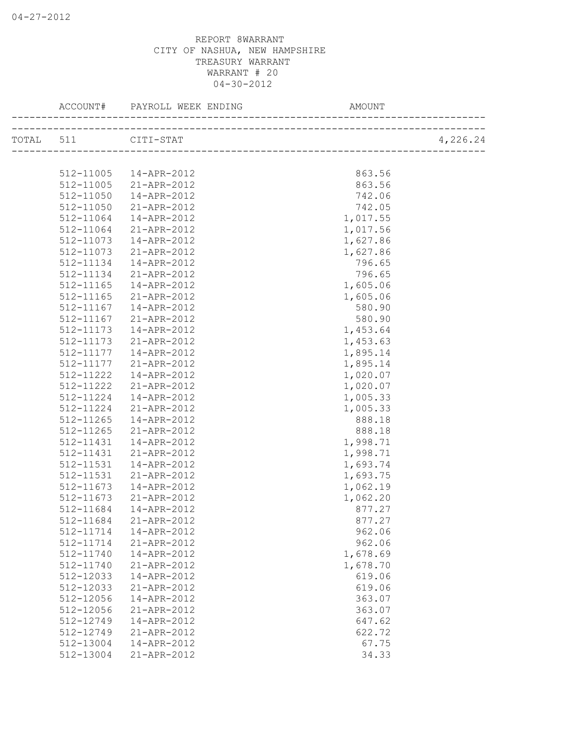REPORT 8WARRANT
CITY OF NASHUA, NEW HAMPSHIRE
TREASURY WARRANT
WARRANT # 20
04-30-2012

| | ACCOUNT# | PAYROLL WEEK ENDING | AMOUNT | |
|---|---|---|---|---|
| TOTAL | 511 | CITI-STAT | | 4,226.24 |
| | 512-11005 | 14-APR-2012 | 863.56 | |
| | 512-11005 | 21-APR-2012 | 863.56 | |
| | 512-11050 | 14-APR-2012 | 742.06 | |
| | 512-11050 | 21-APR-2012 | 742.05 | |
| | 512-11064 | 14-APR-2012 | 1,017.55 | |
| | 512-11064 | 21-APR-2012 | 1,017.56 | |
| | 512-11073 | 14-APR-2012 | 1,627.86 | |
| | 512-11073 | 21-APR-2012 | 1,627.86 | |
| | 512-11134 | 14-APR-2012 | 796.65 | |
| | 512-11134 | 21-APR-2012 | 796.65 | |
| | 512-11165 | 14-APR-2012 | 1,605.06 | |
| | 512-11165 | 21-APR-2012 | 1,605.06 | |
| | 512-11167 | 14-APR-2012 | 580.90 | |
| | 512-11167 | 21-APR-2012 | 580.90 | |
| | 512-11173 | 14-APR-2012 | 1,453.64 | |
| | 512-11173 | 21-APR-2012 | 1,453.63 | |
| | 512-11177 | 14-APR-2012 | 1,895.14 | |
| | 512-11177 | 21-APR-2012 | 1,895.14 | |
| | 512-11222 | 14-APR-2012 | 1,020.07 | |
| | 512-11222 | 21-APR-2012 | 1,020.07 | |
| | 512-11224 | 14-APR-2012 | 1,005.33 | |
| | 512-11224 | 21-APR-2012 | 1,005.33 | |
| | 512-11265 | 14-APR-2012 | 888.18 | |
| | 512-11265 | 21-APR-2012 | 888.18 | |
| | 512-11431 | 14-APR-2012 | 1,998.71 | |
| | 512-11431 | 21-APR-2012 | 1,998.71 | |
| | 512-11531 | 14-APR-2012 | 1,693.74 | |
| | 512-11531 | 21-APR-2012 | 1,693.75 | |
| | 512-11673 | 14-APR-2012 | 1,062.19 | |
| | 512-11673 | 21-APR-2012 | 1,062.20 | |
| | 512-11684 | 14-APR-2012 | 877.27 | |
| | 512-11684 | 21-APR-2012 | 877.27 | |
| | 512-11714 | 14-APR-2012 | 962.06 | |
| | 512-11714 | 21-APR-2012 | 962.06 | |
| | 512-11740 | 14-APR-2012 | 1,678.69 | |
| | 512-11740 | 21-APR-2012 | 1,678.70 | |
| | 512-12033 | 14-APR-2012 | 619.06 | |
| | 512-12033 | 21-APR-2012 | 619.06 | |
| | 512-12056 | 14-APR-2012 | 363.07 | |
| | 512-12056 | 21-APR-2012 | 363.07 | |
| | 512-12749 | 14-APR-2012 | 647.62 | |
| | 512-12749 | 21-APR-2012 | 622.72 | |
| | 512-13004 | 14-APR-2012 | 67.75 | |
| | 512-13004 | 21-APR-2012 | 34.33 | |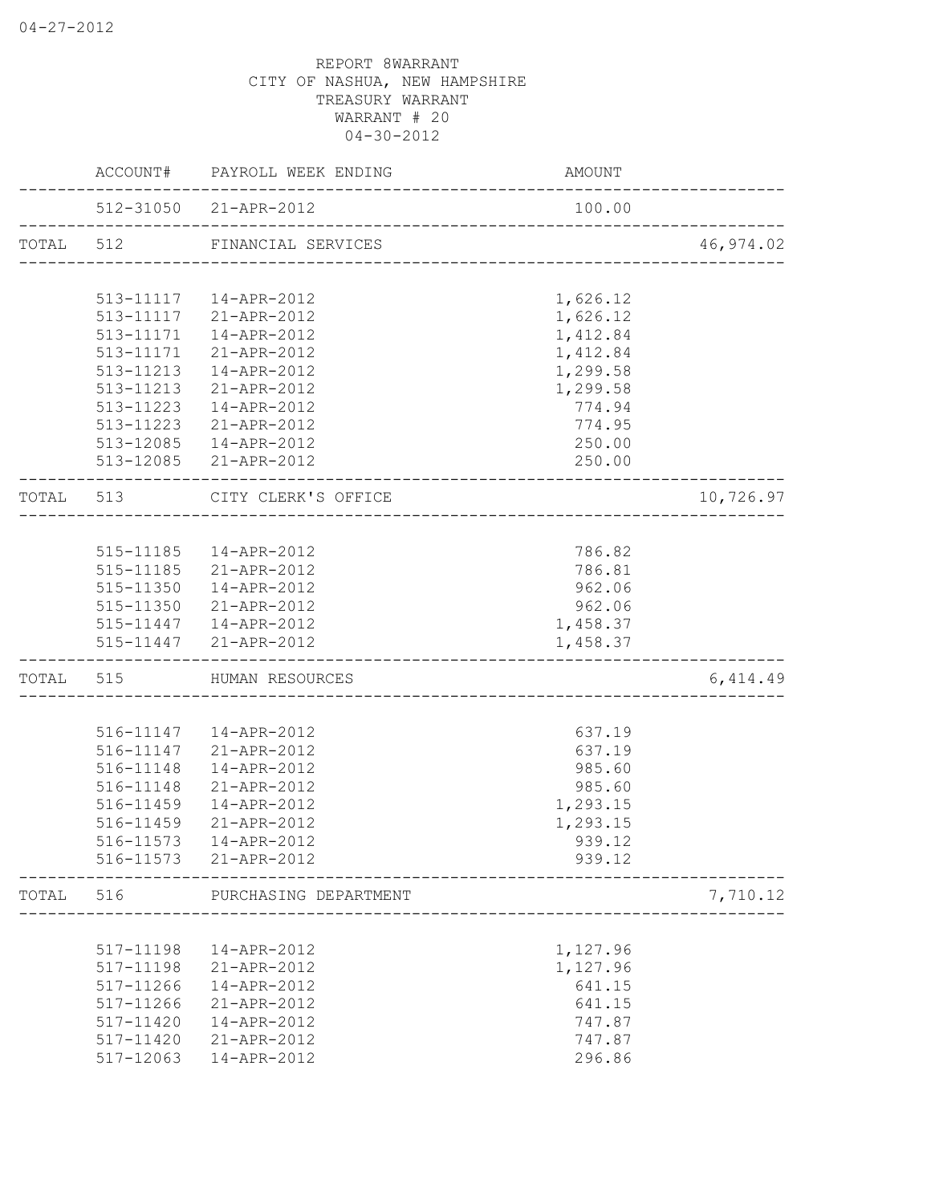04-27-2012

REPORT 8WARRANT
CITY OF NASHUA, NEW HAMPSHIRE
TREASURY WARRANT
WARRANT # 20
04-30-2012

| | ACCOUNT# | PAYROLL WEEK ENDING | AMOUNT | |
|---|---|---|---|---|
| | 512-31050 | 21-APR-2012 | 100.00 | |
| TOTAL | 512 | FINANCIAL SERVICES | | 46,974.02 |
| | 513-11117 | 14-APR-2012 | 1,626.12 | |
| | 513-11117 | 21-APR-2012 | 1,626.12 | |
| | 513-11171 | 14-APR-2012 | 1,412.84 | |
| | 513-11171 | 21-APR-2012 | 1,412.84 | |
| | 513-11213 | 14-APR-2012 | 1,299.58 | |
| | 513-11213 | 21-APR-2012 | 1,299.58 | |
| | 513-11223 | 14-APR-2012 | 774.94 | |
| | 513-11223 | 21-APR-2012 | 774.95 | |
| | 513-12085 | 14-APR-2012 | 250.00 | |
| | 513-12085 | 21-APR-2012 | 250.00 | |
| TOTAL | 513 | CITY CLERK'S OFFICE | | 10,726.97 |
| | 515-11185 | 14-APR-2012 | 786.82 | |
| | 515-11185 | 21-APR-2012 | 786.81 | |
| | 515-11350 | 14-APR-2012 | 962.06 | |
| | 515-11350 | 21-APR-2012 | 962.06 | |
| | 515-11447 | 14-APR-2012 | 1,458.37 | |
| | 515-11447 | 21-APR-2012 | 1,458.37 | |
| TOTAL | 515 | HUMAN RESOURCES | | 6,414.49 |
| | 516-11147 | 14-APR-2012 | 637.19 | |
| | 516-11147 | 21-APR-2012 | 637.19 | |
| | 516-11148 | 14-APR-2012 | 985.60 | |
| | 516-11148 | 21-APR-2012 | 985.60 | |
| | 516-11459 | 14-APR-2012 | 1,293.15 | |
| | 516-11459 | 21-APR-2012 | 1,293.15 | |
| | 516-11573 | 14-APR-2012 | 939.12 | |
| | 516-11573 | 21-APR-2012 | 939.12 | |
| TOTAL | 516 | PURCHASING DEPARTMENT | | 7,710.12 |
| | 517-11198 | 14-APR-2012 | 1,127.96 | |
| | 517-11198 | 21-APR-2012 | 1,127.96 | |
| | 517-11266 | 14-APR-2012 | 641.15 | |
| | 517-11266 | 21-APR-2012 | 641.15 | |
| | 517-11420 | 14-APR-2012 | 747.87 | |
| | 517-11420 | 21-APR-2012 | 747.87 | |
| | 517-12063 | 14-APR-2012 | 296.86 | |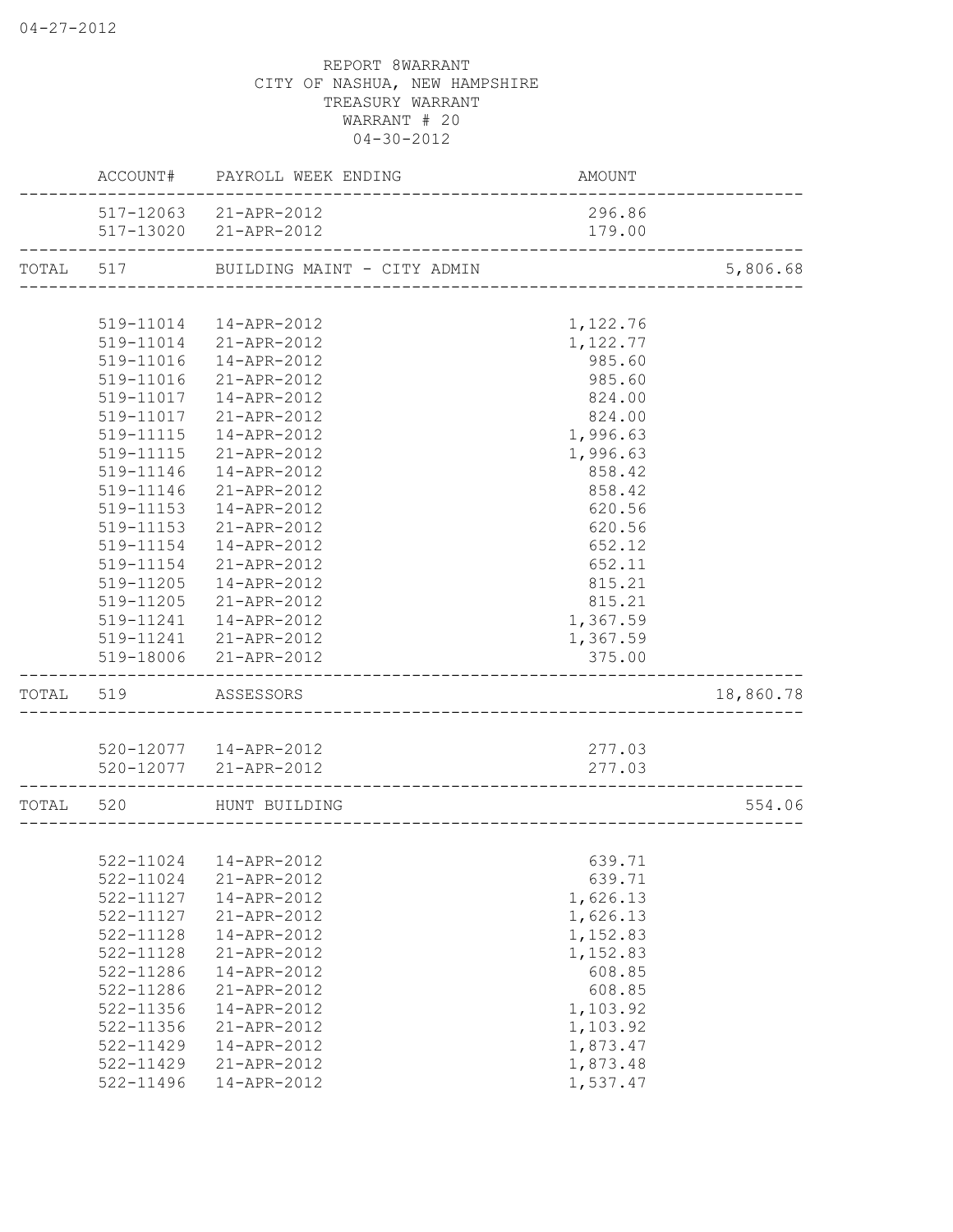REPORT 8WARRANT
CITY OF NASHUA, NEW HAMPSHIRE
TREASURY WARRANT
WARRANT # 20
04-30-2012

| | ACCOUNT# | PAYROLL WEEK ENDING | AMOUNT | |
|---|---|---|---|---|
| | 517-12063 | 21-APR-2012 | 296.86 | |
| | 517-13020 | 21-APR-2012 | 179.00 | |
| TOTAL | 517 | BUILDING MAINT - CITY ADMIN | | 5,806.68 |
| | 519-11014 | 14-APR-2012 | 1,122.76 | |
| | 519-11014 | 21-APR-2012 | 1,122.77 | |
| | 519-11016 | 14-APR-2012 | 985.60 | |
| | 519-11016 | 21-APR-2012 | 985.60 | |
| | 519-11017 | 14-APR-2012 | 824.00 | |
| | 519-11017 | 21-APR-2012 | 824.00 | |
| | 519-11115 | 14-APR-2012 | 1,996.63 | |
| | 519-11115 | 21-APR-2012 | 1,996.63 | |
| | 519-11146 | 14-APR-2012 | 858.42 | |
| | 519-11146 | 21-APR-2012 | 858.42 | |
| | 519-11153 | 14-APR-2012 | 620.56 | |
| | 519-11153 | 21-APR-2012 | 620.56 | |
| | 519-11154 | 14-APR-2012 | 652.12 | |
| | 519-11154 | 21-APR-2012 | 652.11 | |
| | 519-11205 | 14-APR-2012 | 815.21 | |
| | 519-11205 | 21-APR-2012 | 815.21 | |
| | 519-11241 | 14-APR-2012 | 1,367.59 | |
| | 519-11241 | 21-APR-2012 | 1,367.59 | |
| | 519-18006 | 21-APR-2012 | 375.00 | |
| TOTAL | 519 | ASSESSORS | | 18,860.78 |
| | 520-12077 | 14-APR-2012 | 277.03 | |
| | 520-12077 | 21-APR-2012 | 277.03 | |
| TOTAL | 520 | HUNT BUILDING | | 554.06 |
| | 522-11024 | 14-APR-2012 | 639.71 | |
| | 522-11024 | 21-APR-2012 | 639.71 | |
| | 522-11127 | 14-APR-2012 | 1,626.13 | |
| | 522-11127 | 21-APR-2012 | 1,626.13 | |
| | 522-11128 | 14-APR-2012 | 1,152.83 | |
| | 522-11128 | 21-APR-2012 | 1,152.83 | |
| | 522-11286 | 14-APR-2012 | 608.85 | |
| | 522-11286 | 21-APR-2012 | 608.85 | |
| | 522-11356 | 14-APR-2012 | 1,103.92 | |
| | 522-11356 | 21-APR-2012 | 1,103.92 | |
| | 522-11429 | 14-APR-2012 | 1,873.47 | |
| | 522-11429 | 21-APR-2012 | 1,873.48 | |
| | 522-11496 | 14-APR-2012 | 1,537.47 | |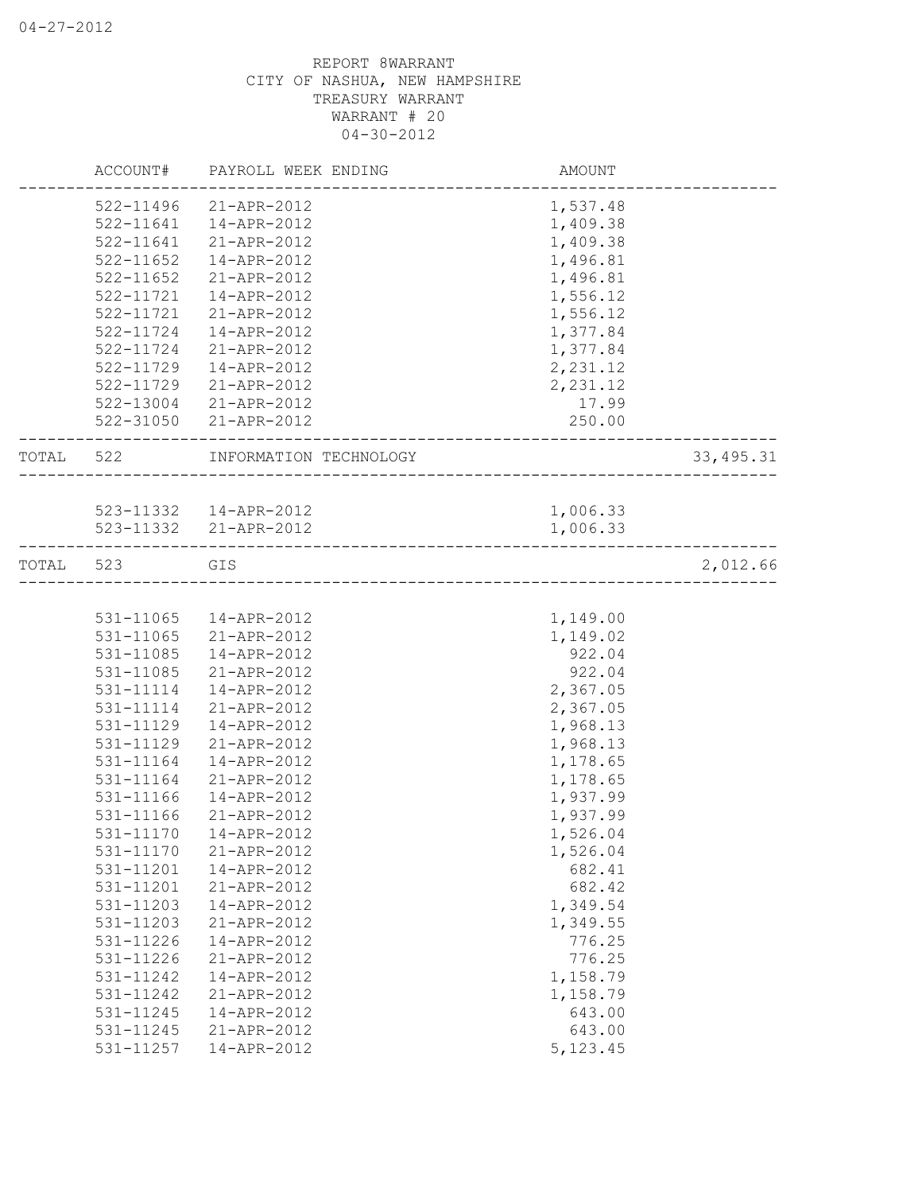REPORT 8WARRANT
CITY OF NASHUA, NEW HAMPSHIRE
TREASURY WARRANT
WARRANT # 20
04-30-2012

| | ACCOUNT# | PAYROLL WEEK ENDING | AMOUNT | |
|---|---|---|---|---|
| | 522-11496 | 21-APR-2012 | 1,537.48 | |
| | 522-11641 | 14-APR-2012 | 1,409.38 | |
| | 522-11641 | 21-APR-2012 | 1,409.38 | |
| | 522-11652 | 14-APR-2012 | 1,496.81 | |
| | 522-11652 | 21-APR-2012 | 1,496.81 | |
| | 522-11721 | 14-APR-2012 | 1,556.12 | |
| | 522-11721 | 21-APR-2012 | 1,556.12 | |
| | 522-11724 | 14-APR-2012 | 1,377.84 | |
| | 522-11724 | 21-APR-2012 | 1,377.84 | |
| | 522-11729 | 14-APR-2012 | 2,231.12 | |
| | 522-11729 | 21-APR-2012 | 2,231.12 | |
| | 522-13004 | 21-APR-2012 | 17.99 | |
| | 522-31050 | 21-APR-2012 | 250.00 | |
| TOTAL | 522 | INFORMATION TECHNOLOGY | | 33,495.31 |
| | 523-11332 | 14-APR-2012 | 1,006.33 | |
| | 523-11332 | 21-APR-2012 | 1,006.33 | |
| TOTAL | 523 | GIS | | 2,012.66 |
| | 531-11065 | 14-APR-2012 | 1,149.00 | |
| | 531-11065 | 21-APR-2012 | 1,149.02 | |
| | 531-11085 | 14-APR-2012 | 922.04 | |
| | 531-11085 | 21-APR-2012 | 922.04 | |
| | 531-11114 | 14-APR-2012 | 2,367.05 | |
| | 531-11114 | 21-APR-2012 | 2,367.05 | |
| | 531-11129 | 14-APR-2012 | 1,968.13 | |
| | 531-11129 | 21-APR-2012 | 1,968.13 | |
| | 531-11164 | 14-APR-2012 | 1,178.65 | |
| | 531-11164 | 21-APR-2012 | 1,178.65 | |
| | 531-11166 | 14-APR-2012 | 1,937.99 | |
| | 531-11166 | 21-APR-2012 | 1,937.99 | |
| | 531-11170 | 14-APR-2012 | 1,526.04 | |
| | 531-11170 | 21-APR-2012 | 1,526.04 | |
| | 531-11201 | 14-APR-2012 | 682.41 | |
| | 531-11201 | 21-APR-2012 | 682.42 | |
| | 531-11203 | 14-APR-2012 | 1,349.54 | |
| | 531-11203 | 21-APR-2012 | 1,349.55 | |
| | 531-11226 | 14-APR-2012 | 776.25 | |
| | 531-11226 | 21-APR-2012 | 776.25 | |
| | 531-11242 | 14-APR-2012 | 1,158.79 | |
| | 531-11242 | 21-APR-2012 | 1,158.79 | |
| | 531-11245 | 14-APR-2012 | 643.00 | |
| | 531-11245 | 21-APR-2012 | 643.00 | |
| | 531-11257 | 14-APR-2012 | 5,123.45 | |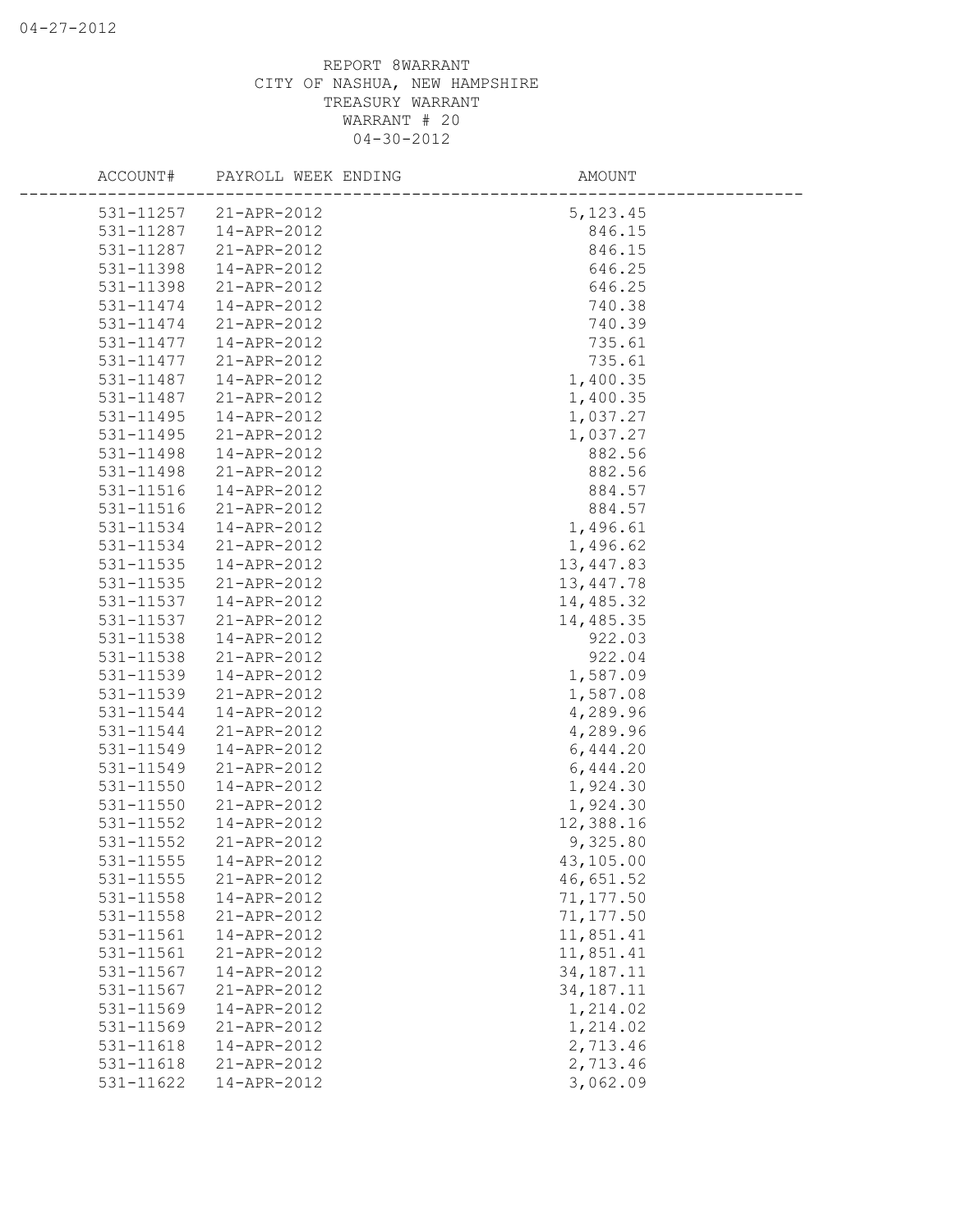REPORT 8WARRANT
CITY OF NASHUA, NEW HAMPSHIRE
TREASURY WARRANT
WARRANT # 20
04-30-2012

| ACCOUNT# | PAYROLL WEEK ENDING | AMOUNT |
|---|---|---|
| 531-11257 | 21-APR-2012 | 5,123.45 |
| 531-11287 | 14-APR-2012 | 846.15 |
| 531-11287 | 21-APR-2012 | 846.15 |
| 531-11398 | 14-APR-2012 | 646.25 |
| 531-11398 | 21-APR-2012 | 646.25 |
| 531-11474 | 14-APR-2012 | 740.38 |
| 531-11474 | 21-APR-2012 | 740.39 |
| 531-11477 | 14-APR-2012 | 735.61 |
| 531-11477 | 21-APR-2012 | 735.61 |
| 531-11487 | 14-APR-2012 | 1,400.35 |
| 531-11487 | 21-APR-2012 | 1,400.35 |
| 531-11495 | 14-APR-2012 | 1,037.27 |
| 531-11495 | 21-APR-2012 | 1,037.27 |
| 531-11498 | 14-APR-2012 | 882.56 |
| 531-11498 | 21-APR-2012 | 882.56 |
| 531-11516 | 14-APR-2012 | 884.57 |
| 531-11516 | 21-APR-2012 | 884.57 |
| 531-11534 | 14-APR-2012 | 1,496.61 |
| 531-11534 | 21-APR-2012 | 1,496.62 |
| 531-11535 | 14-APR-2012 | 13,447.83 |
| 531-11535 | 21-APR-2012 | 13,447.78 |
| 531-11537 | 14-APR-2012 | 14,485.32 |
| 531-11537 | 21-APR-2012 | 14,485.35 |
| 531-11538 | 14-APR-2012 | 922.03 |
| 531-11538 | 21-APR-2012 | 922.04 |
| 531-11539 | 14-APR-2012 | 1,587.09 |
| 531-11539 | 21-APR-2012 | 1,587.08 |
| 531-11544 | 14-APR-2012 | 4,289.96 |
| 531-11544 | 21-APR-2012 | 4,289.96 |
| 531-11549 | 14-APR-2012 | 6,444.20 |
| 531-11549 | 21-APR-2012 | 6,444.20 |
| 531-11550 | 14-APR-2012 | 1,924.30 |
| 531-11550 | 21-APR-2012 | 1,924.30 |
| 531-11552 | 14-APR-2012 | 12,388.16 |
| 531-11552 | 21-APR-2012 | 9,325.80 |
| 531-11555 | 14-APR-2012 | 43,105.00 |
| 531-11555 | 21-APR-2012 | 46,651.52 |
| 531-11558 | 14-APR-2012 | 71,177.50 |
| 531-11558 | 21-APR-2012 | 71,177.50 |
| 531-11561 | 14-APR-2012 | 11,851.41 |
| 531-11561 | 21-APR-2012 | 11,851.41 |
| 531-11567 | 14-APR-2012 | 34,187.11 |
| 531-11567 | 21-APR-2012 | 34,187.11 |
| 531-11569 | 14-APR-2012 | 1,214.02 |
| 531-11569 | 21-APR-2012 | 1,214.02 |
| 531-11618 | 14-APR-2012 | 2,713.46 |
| 531-11618 | 21-APR-2012 | 2,713.46 |
| 531-11622 | 14-APR-2012 | 3,062.09 |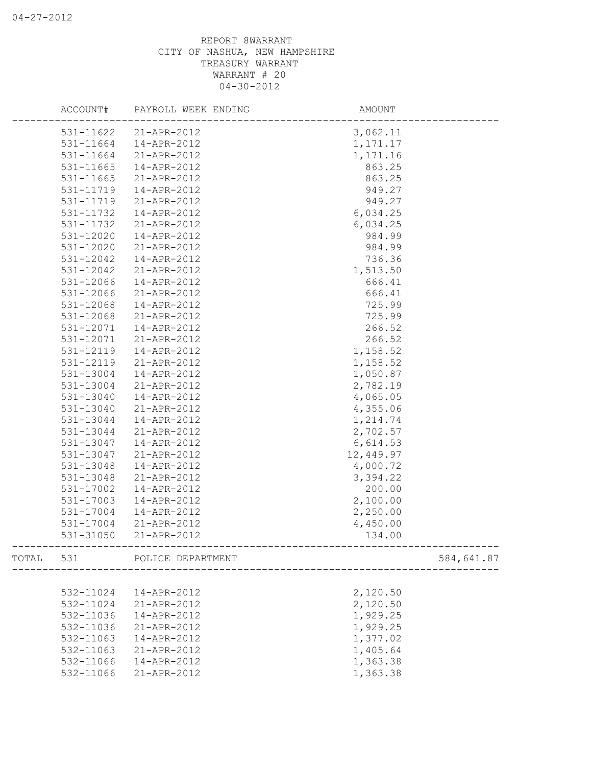REPORT 8WARRANT
CITY OF NASHUA, NEW HAMPSHIRE
TREASURY WARRANT
WARRANT # 20
04-30-2012

| ACCOUNT# | PAYROLL WEEK ENDING | AMOUNT | |
|---|---|---|---|
| 531-11622 | 21-APR-2012 | 3,062.11 | |
| 531-11664 | 14-APR-2012 | 1,171.17 | |
| 531-11664 | 21-APR-2012 | 1,171.16 | |
| 531-11665 | 14-APR-2012 | 863.25 | |
| 531-11665 | 21-APR-2012 | 863.25 | |
| 531-11719 | 14-APR-2012 | 949.27 | |
| 531-11719 | 21-APR-2012 | 949.27 | |
| 531-11732 | 14-APR-2012 | 6,034.25 | |
| 531-11732 | 21-APR-2012 | 6,034.25 | |
| 531-12020 | 14-APR-2012 | 984.99 | |
| 531-12020 | 21-APR-2012 | 984.99 | |
| 531-12042 | 14-APR-2012 | 736.36 | |
| 531-12042 | 21-APR-2012 | 1,513.50 | |
| 531-12066 | 14-APR-2012 | 666.41 | |
| 531-12066 | 21-APR-2012 | 666.41 | |
| 531-12068 | 14-APR-2012 | 725.99 | |
| 531-12068 | 21-APR-2012 | 725.99 | |
| 531-12071 | 14-APR-2012 | 266.52 | |
| 531-12071 | 21-APR-2012 | 266.52 | |
| 531-12119 | 14-APR-2012 | 1,158.52 | |
| 531-12119 | 21-APR-2012 | 1,158.52 | |
| 531-13004 | 14-APR-2012 | 1,050.87 | |
| 531-13004 | 21-APR-2012 | 2,782.19 | |
| 531-13040 | 14-APR-2012 | 4,065.05 | |
| 531-13040 | 21-APR-2012 | 4,355.06 | |
| 531-13044 | 14-APR-2012 | 1,214.74 | |
| 531-13044 | 21-APR-2012 | 2,702.57 | |
| 531-13047 | 14-APR-2012 | 6,614.53 | |
| 531-13047 | 21-APR-2012 | 12,449.97 | |
| 531-13048 | 14-APR-2012 | 4,000.72 | |
| 531-13048 | 21-APR-2012 | 3,394.22 | |
| 531-17002 | 14-APR-2012 | 200.00 | |
| 531-17003 | 14-APR-2012 | 2,100.00 | |
| 531-17004 | 14-APR-2012 | 2,250.00 | |
| 531-17004 | 21-APR-2012 | 4,450.00 | |
| 531-31050 | 21-APR-2012 | 134.00 | |
| TOTAL 531 | POLICE DEPARTMENT | | 584,641.87 |
| 532-11024 | 14-APR-2012 | 2,120.50 | |
| 532-11024 | 21-APR-2012 | 2,120.50 | |
| 532-11036 | 14-APR-2012 | 1,929.25 | |
| 532-11036 | 21-APR-2012 | 1,929.25 | |
| 532-11063 | 14-APR-2012 | 1,377.02 | |
| 532-11063 | 21-APR-2012 | 1,405.64 | |
| 532-11066 | 14-APR-2012 | 1,363.38 | |
| 532-11066 | 21-APR-2012 | 1,363.38 | |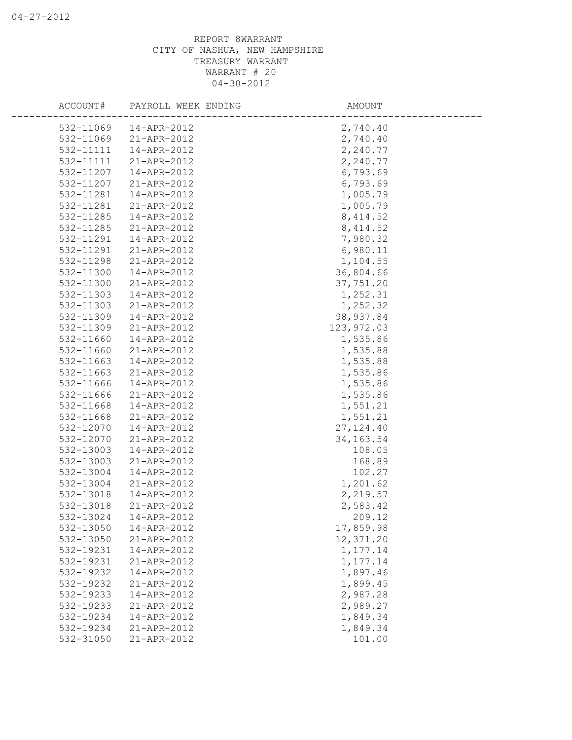REPORT 8WARRANT
CITY OF NASHUA, NEW HAMPSHIRE
TREASURY WARRANT
WARRANT # 20
04-30-2012

| ACCOUNT# | PAYROLL WEEK ENDING | AMOUNT |
|---|---|---|
| 532-11069 | 14-APR-2012 | 2,740.40 |
| 532-11069 | 21-APR-2012 | 2,740.40 |
| 532-11111 | 14-APR-2012 | 2,240.77 |
| 532-11111 | 21-APR-2012 | 2,240.77 |
| 532-11207 | 14-APR-2012 | 6,793.69 |
| 532-11207 | 21-APR-2012 | 6,793.69 |
| 532-11281 | 14-APR-2012 | 1,005.79 |
| 532-11281 | 21-APR-2012 | 1,005.79 |
| 532-11285 | 14-APR-2012 | 8,414.52 |
| 532-11285 | 21-APR-2012 | 8,414.52 |
| 532-11291 | 14-APR-2012 | 7,980.32 |
| 532-11291 | 21-APR-2012 | 6,980.11 |
| 532-11298 | 21-APR-2012 | 1,104.55 |
| 532-11300 | 14-APR-2012 | 36,804.66 |
| 532-11300 | 21-APR-2012 | 37,751.20 |
| 532-11303 | 14-APR-2012 | 1,252.31 |
| 532-11303 | 21-APR-2012 | 1,252.32 |
| 532-11309 | 14-APR-2012 | 98,937.84 |
| 532-11309 | 21-APR-2012 | 123,972.03 |
| 532-11660 | 14-APR-2012 | 1,535.86 |
| 532-11660 | 21-APR-2012 | 1,535.88 |
| 532-11663 | 14-APR-2012 | 1,535.88 |
| 532-11663 | 21-APR-2012 | 1,535.86 |
| 532-11666 | 14-APR-2012 | 1,535.86 |
| 532-11666 | 21-APR-2012 | 1,535.86 |
| 532-11668 | 14-APR-2012 | 1,551.21 |
| 532-11668 | 21-APR-2012 | 1,551.21 |
| 532-12070 | 14-APR-2012 | 27,124.40 |
| 532-12070 | 21-APR-2012 | 34,163.54 |
| 532-13003 | 14-APR-2012 | 108.05 |
| 532-13003 | 21-APR-2012 | 168.89 |
| 532-13004 | 14-APR-2012 | 102.27 |
| 532-13004 | 21-APR-2012 | 1,201.62 |
| 532-13018 | 14-APR-2012 | 2,219.57 |
| 532-13018 | 21-APR-2012 | 2,583.42 |
| 532-13024 | 14-APR-2012 | 209.12 |
| 532-13050 | 14-APR-2012 | 17,859.98 |
| 532-13050 | 21-APR-2012 | 12,371.20 |
| 532-19231 | 14-APR-2012 | 1,177.14 |
| 532-19231 | 21-APR-2012 | 1,177.14 |
| 532-19232 | 14-APR-2012 | 1,897.46 |
| 532-19232 | 21-APR-2012 | 1,899.45 |
| 532-19233 | 14-APR-2012 | 2,987.28 |
| 532-19233 | 21-APR-2012 | 2,989.27 |
| 532-19234 | 14-APR-2012 | 1,849.34 |
| 532-19234 | 21-APR-2012 | 1,849.34 |
| 532-31050 | 21-APR-2012 | 101.00 |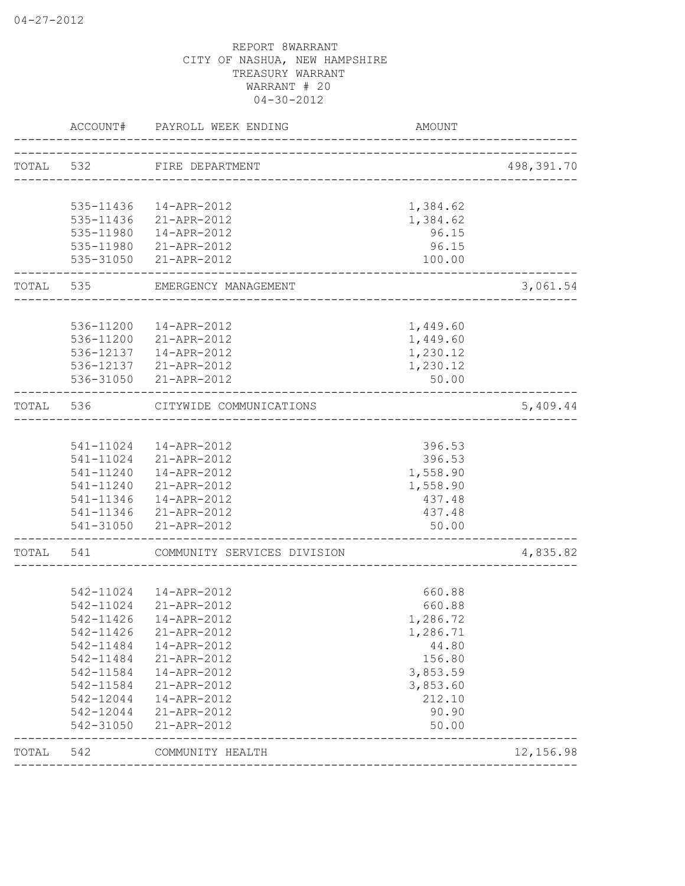04-27-2012

REPORT 8WARRANT
CITY OF NASHUA, NEW HAMPSHIRE
TREASURY WARRANT
WARRANT # 20
04-30-2012

| | ACCOUNT# | PAYROLL WEEK ENDING | AMOUNT | |
|---|---|---|---|---|
| TOTAL | 532 | FIRE DEPARTMENT | | 498,391.70 |
| | 535-11436 | 14-APR-2012 | 1,384.62 | |
| | 535-11436 | 21-APR-2012 | 1,384.62 | |
| | 535-11980 | 14-APR-2012 | 96.15 | |
| | 535-11980 | 21-APR-2012 | 96.15 | |
| | 535-31050 | 21-APR-2012 | 100.00 | |
| TOTAL | 535 | EMERGENCY MANAGEMENT | | 3,061.54 |
| | 536-11200 | 14-APR-2012 | 1,449.60 | |
| | 536-11200 | 21-APR-2012 | 1,449.60 | |
| | 536-12137 | 14-APR-2012 | 1,230.12 | |
| | 536-12137 | 21-APR-2012 | 1,230.12 | |
| | 536-31050 | 21-APR-2012 | 50.00 | |
| TOTAL | 536 | CITYWIDE COMMUNICATIONS | | 5,409.44 |
| | 541-11024 | 14-APR-2012 | 396.53 | |
| | 541-11024 | 21-APR-2012 | 396.53 | |
| | 541-11240 | 14-APR-2012 | 1,558.90 | |
| | 541-11240 | 21-APR-2012 | 1,558.90 | |
| | 541-11346 | 14-APR-2012 | 437.48 | |
| | 541-11346 | 21-APR-2012 | 437.48 | |
| | 541-31050 | 21-APR-2012 | 50.00 | |
| TOTAL | 541 | COMMUNITY SERVICES DIVISION | | 4,835.82 |
| | 542-11024 | 14-APR-2012 | 660.88 | |
| | 542-11024 | 21-APR-2012 | 660.88 | |
| | 542-11426 | 14-APR-2012 | 1,286.72 | |
| | 542-11426 | 21-APR-2012 | 1,286.71 | |
| | 542-11484 | 14-APR-2012 | 44.80 | |
| | 542-11484 | 21-APR-2012 | 156.80 | |
| | 542-11584 | 14-APR-2012 | 3,853.59 | |
| | 542-11584 | 21-APR-2012 | 3,853.60 | |
| | 542-12044 | 14-APR-2012 | 212.10 | |
| | 542-12044 | 21-APR-2012 | 90.90 | |
| | 542-31050 | 21-APR-2012 | 50.00 | |
| TOTAL | 542 | COMMUNITY HEALTH | | 12,156.98 |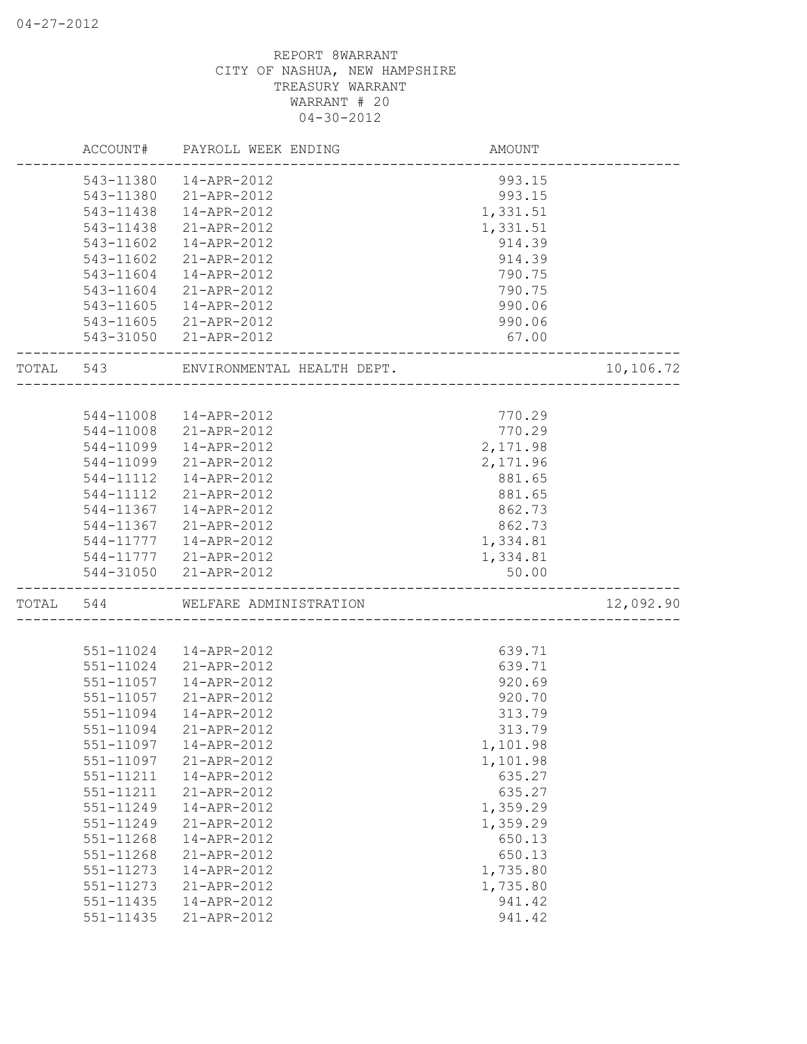REPORT 8WARRANT
CITY OF NASHUA, NEW HAMPSHIRE
TREASURY WARRANT
WARRANT # 20
04-30-2012

| | ACCOUNT# | PAYROLL WEEK ENDING | AMOUNT | |
|---|---|---|---|---|
| | 543-11380 | 14-APR-2012 | 993.15 | |
| | 543-11380 | 21-APR-2012 | 993.15 | |
| | 543-11438 | 14-APR-2012 | 1,331.51 | |
| | 543-11438 | 21-APR-2012 | 1,331.51 | |
| | 543-11602 | 14-APR-2012 | 914.39 | |
| | 543-11602 | 21-APR-2012 | 914.39 | |
| | 543-11604 | 14-APR-2012 | 790.75 | |
| | 543-11604 | 21-APR-2012 | 790.75 | |
| | 543-11605 | 14-APR-2012 | 990.06 | |
| | 543-11605 | 21-APR-2012 | 990.06 | |
| | 543-31050 | 21-APR-2012 | 67.00 | |
| TOTAL | 543 | ENVIRONMENTAL HEALTH DEPT. | | 10,106.72 |
| | 544-11008 | 14-APR-2012 | 770.29 | |
| | 544-11008 | 21-APR-2012 | 770.29 | |
| | 544-11099 | 14-APR-2012 | 2,171.98 | |
| | 544-11099 | 21-APR-2012 | 2,171.96 | |
| | 544-11112 | 14-APR-2012 | 881.65 | |
| | 544-11112 | 21-APR-2012 | 881.65 | |
| | 544-11367 | 14-APR-2012 | 862.73 | |
| | 544-11367 | 21-APR-2012 | 862.73 | |
| | 544-11777 | 14-APR-2012 | 1,334.81 | |
| | 544-11777 | 21-APR-2012 | 1,334.81 | |
| | 544-31050 | 21-APR-2012 | 50.00 | |
| TOTAL | 544 | WELFARE ADMINISTRATION | | 12,092.90 |
| | 551-11024 | 14-APR-2012 | 639.71 | |
| | 551-11024 | 21-APR-2012 | 639.71 | |
| | 551-11057 | 14-APR-2012 | 920.69 | |
| | 551-11057 | 21-APR-2012 | 920.70 | |
| | 551-11094 | 14-APR-2012 | 313.79 | |
| | 551-11094 | 21-APR-2012 | 313.79 | |
| | 551-11097 | 14-APR-2012 | 1,101.98 | |
| | 551-11097 | 21-APR-2012 | 1,101.98 | |
| | 551-11211 | 14-APR-2012 | 635.27 | |
| | 551-11211 | 21-APR-2012 | 635.27 | |
| | 551-11249 | 14-APR-2012 | 1,359.29 | |
| | 551-11249 | 21-APR-2012 | 1,359.29 | |
| | 551-11268 | 14-APR-2012 | 650.13 | |
| | 551-11268 | 21-APR-2012 | 650.13 | |
| | 551-11273 | 14-APR-2012 | 1,735.80 | |
| | 551-11273 | 21-APR-2012 | 1,735.80 | |
| | 551-11435 | 14-APR-2012 | 941.42 | |
| | 551-11435 | 21-APR-2012 | 941.42 | |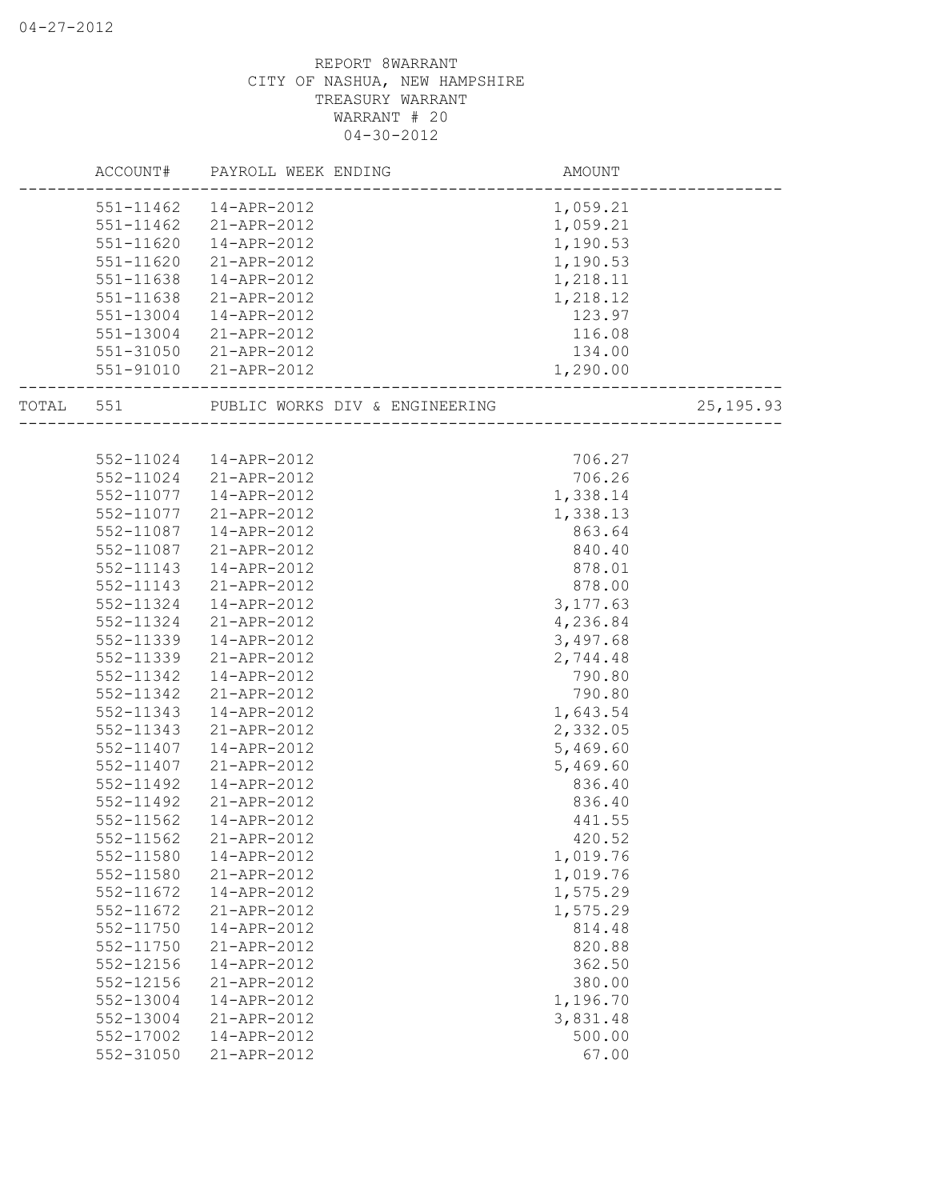REPORT 8WARRANT
CITY OF NASHUA, NEW HAMPSHIRE
TREASURY WARRANT
WARRANT # 20
04-30-2012

| ACCOUNT# | PAYROLL WEEK ENDING | AMOUNT | |
|---|---|---|---|
| 551-11462 | 14-APR-2012 | 1,059.21 | |
| 551-11462 | 21-APR-2012 | 1,059.21 | |
| 551-11620 | 14-APR-2012 | 1,190.53 | |
| 551-11620 | 21-APR-2012 | 1,190.53 | |
| 551-11638 | 14-APR-2012 | 1,218.11 | |
| 551-11638 | 21-APR-2012 | 1,218.12 | |
| 551-13004 | 14-APR-2012 | 123.97 | |
| 551-13004 | 21-APR-2012 | 116.08 | |
| 551-31050 | 21-APR-2012 | 134.00 | |
| 551-91010 | 21-APR-2012 | 1,290.00 | |
| TOTAL 551 | PUBLIC WORKS DIV & ENGINEERING | | 25,195.93 |
| 552-11024 | 14-APR-2012 | 706.27 | |
| 552-11024 | 21-APR-2012 | 706.26 | |
| 552-11077 | 14-APR-2012 | 1,338.14 | |
| 552-11077 | 21-APR-2012 | 1,338.13 | |
| 552-11087 | 14-APR-2012 | 863.64 | |
| 552-11087 | 21-APR-2012 | 840.40 | |
| 552-11143 | 14-APR-2012 | 878.01 | |
| 552-11143 | 21-APR-2012 | 878.00 | |
| 552-11324 | 14-APR-2012 | 3,177.63 | |
| 552-11324 | 21-APR-2012 | 4,236.84 | |
| 552-11339 | 14-APR-2012 | 3,497.68 | |
| 552-11339 | 21-APR-2012 | 2,744.48 | |
| 552-11342 | 14-APR-2012 | 790.80 | |
| 552-11342 | 21-APR-2012 | 790.80 | |
| 552-11343 | 14-APR-2012 | 1,643.54 | |
| 552-11343 | 21-APR-2012 | 2,332.05 | |
| 552-11407 | 14-APR-2012 | 5,469.60 | |
| 552-11407 | 21-APR-2012 | 5,469.60 | |
| 552-11492 | 14-APR-2012 | 836.40 | |
| 552-11492 | 21-APR-2012 | 836.40 | |
| 552-11562 | 14-APR-2012 | 441.55 | |
| 552-11562 | 21-APR-2012 | 420.52 | |
| 552-11580 | 14-APR-2012 | 1,019.76 | |
| 552-11580 | 21-APR-2012 | 1,019.76 | |
| 552-11672 | 14-APR-2012 | 1,575.29 | |
| 552-11672 | 21-APR-2012 | 1,575.29 | |
| 552-11750 | 14-APR-2012 | 814.48 | |
| 552-11750 | 21-APR-2012 | 820.88 | |
| 552-12156 | 14-APR-2012 | 362.50 | |
| 552-12156 | 21-APR-2012 | 380.00 | |
| 552-13004 | 14-APR-2012 | 1,196.70 | |
| 552-13004 | 21-APR-2012 | 3,831.48 | |
| 552-17002 | 14-APR-2012 | 500.00 | |
| 552-31050 | 21-APR-2012 | 67.00 | |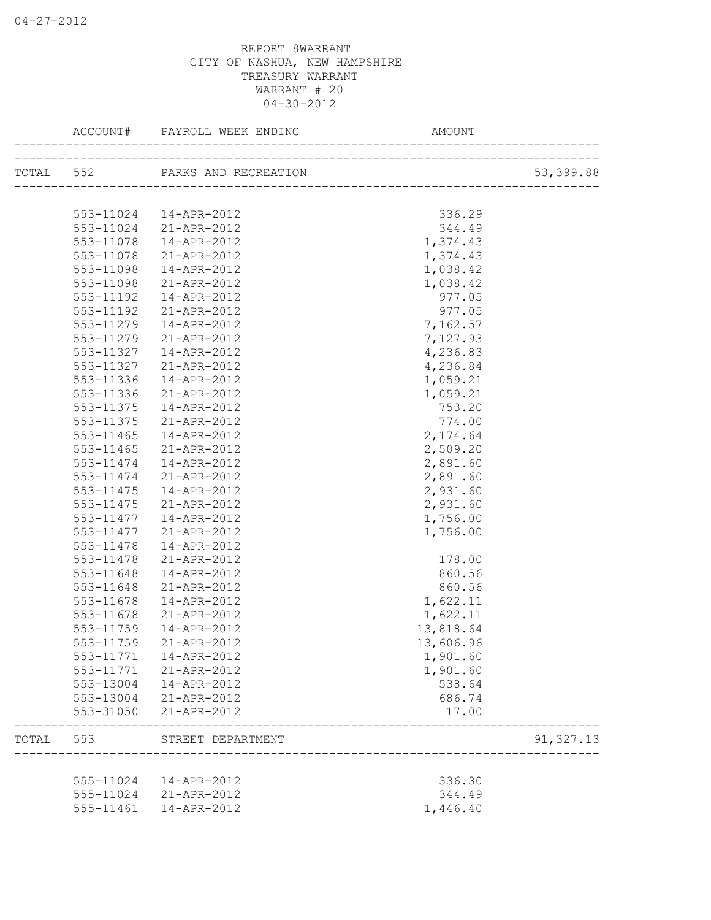REPORT 8WARRANT
CITY OF NASHUA, NEW HAMPSHIRE
TREASURY WARRANT
WARRANT # 20
04-30-2012

| | ACCOUNT# | PAYROLL WEEK ENDING | AMOUNT | |
|---|---|---|---|---|
| TOTAL | 552 | PARKS AND RECREATION | | 53,399.88 |
| | 553-11024 | 14-APR-2012 | 336.29 | |
| | 553-11024 | 21-APR-2012 | 344.49 | |
| | 553-11078 | 14-APR-2012 | 1,374.43 | |
| | 553-11078 | 21-APR-2012 | 1,374.43 | |
| | 553-11098 | 14-APR-2012 | 1,038.42 | |
| | 553-11098 | 21-APR-2012 | 1,038.42 | |
| | 553-11192 | 14-APR-2012 | 977.05 | |
| | 553-11192 | 21-APR-2012 | 977.05 | |
| | 553-11279 | 14-APR-2012 | 7,162.57 | |
| | 553-11279 | 21-APR-2012 | 7,127.93 | |
| | 553-11327 | 14-APR-2012 | 4,236.83 | |
| | 553-11327 | 21-APR-2012 | 4,236.84 | |
| | 553-11336 | 14-APR-2012 | 1,059.21 | |
| | 553-11336 | 21-APR-2012 | 1,059.21 | |
| | 553-11375 | 14-APR-2012 | 753.20 | |
| | 553-11375 | 21-APR-2012 | 774.00 | |
| | 553-11465 | 14-APR-2012 | 2,174.64 | |
| | 553-11465 | 21-APR-2012 | 2,509.20 | |
| | 553-11474 | 14-APR-2012 | 2,891.60 | |
| | 553-11474 | 21-APR-2012 | 2,891.60 | |
| | 553-11475 | 14-APR-2012 | 2,931.60 | |
| | 553-11475 | 21-APR-2012 | 2,931.60 | |
| | 553-11477 | 14-APR-2012 | 1,756.00 | |
| | 553-11477 | 21-APR-2012 | 1,756.00 | |
| | 553-11478 | 14-APR-2012 | | |
| | 553-11478 | 21-APR-2012 | 178.00 | |
| | 553-11648 | 14-APR-2012 | 860.56 | |
| | 553-11648 | 21-APR-2012 | 860.56 | |
| | 553-11678 | 14-APR-2012 | 1,622.11 | |
| | 553-11678 | 21-APR-2012 | 1,622.11 | |
| | 553-11759 | 14-APR-2012 | 13,818.64 | |
| | 553-11759 | 21-APR-2012 | 13,606.96 | |
| | 553-11771 | 14-APR-2012 | 1,901.60 | |
| | 553-11771 | 21-APR-2012 | 1,901.60 | |
| | 553-13004 | 14-APR-2012 | 538.64 | |
| | 553-13004 | 21-APR-2012 | 686.74 | |
| | 553-31050 | 21-APR-2012 | 17.00 | |
| TOTAL | 553 | STREET DEPARTMENT | | 91,327.13 |
| | 555-11024 | 14-APR-2012 | 336.30 | |
| | 555-11024 | 21-APR-2012 | 344.49 | |
| | 555-11461 | 14-APR-2012 | 1,446.40 | |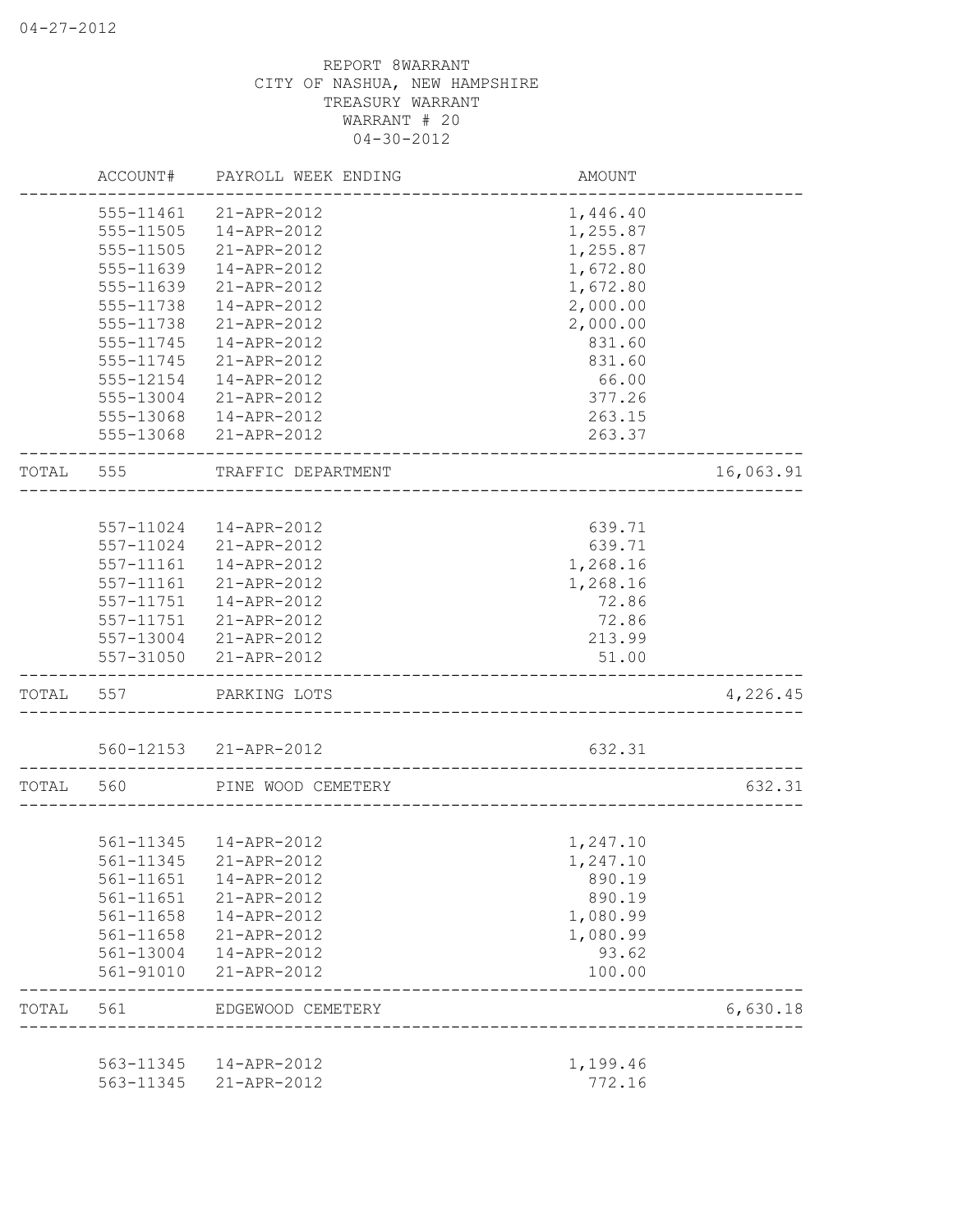REPORT 8WARRANT
CITY OF NASHUA, NEW HAMPSHIRE
TREASURY WARRANT
WARRANT # 20
04-30-2012

| ACCOUNT# | PAYROLL WEEK ENDING | AMOUNT | |
|---|---|---|---|
| 555-11461 | 21-APR-2012 | 1,446.40 | |
| 555-11505 | 14-APR-2012 | 1,255.87 | |
| 555-11505 | 21-APR-2012 | 1,255.87 | |
| 555-11639 | 14-APR-2012 | 1,672.80 | |
| 555-11639 | 21-APR-2012 | 1,672.80 | |
| 555-11738 | 14-APR-2012 | 2,000.00 | |
| 555-11738 | 21-APR-2012 | 2,000.00 | |
| 555-11745 | 14-APR-2012 | 831.60 | |
| 555-11745 | 21-APR-2012 | 831.60 | |
| 555-12154 | 14-APR-2012 | 66.00 | |
| 555-13004 | 21-APR-2012 | 377.26 | |
| 555-13068 | 14-APR-2012 | 263.15 | |
| 555-13068 | 21-APR-2012 | 263.37 | |
| TOTAL 555 | TRAFFIC DEPARTMENT | | 16,063.91 |
| 557-11024 | 14-APR-2012 | 639.71 | |
| 557-11024 | 21-APR-2012 | 639.71 | |
| 557-11161 | 14-APR-2012 | 1,268.16 | |
| 557-11161 | 21-APR-2012 | 1,268.16 | |
| 557-11751 | 14-APR-2012 | 72.86 | |
| 557-11751 | 21-APR-2012 | 72.86 | |
| 557-13004 | 21-APR-2012 | 213.99 | |
| 557-31050 | 21-APR-2012 | 51.00 | |
| TOTAL 557 | PARKING LOTS | | 4,226.45 |
| 560-12153 | 21-APR-2012 | 632.31 | |
| TOTAL 560 | PINE WOOD CEMETERY | | 632.31 |
| 561-11345 | 14-APR-2012 | 1,247.10 | |
| 561-11345 | 21-APR-2012 | 1,247.10 | |
| 561-11651 | 14-APR-2012 | 890.19 | |
| 561-11651 | 21-APR-2012 | 890.19 | |
| 561-11658 | 14-APR-2012 | 1,080.99 | |
| 561-11658 | 21-APR-2012 | 1,080.99 | |
| 561-13004 | 14-APR-2012 | 93.62 | |
| 561-91010 | 21-APR-2012 | 100.00 | |
| TOTAL 561 | EDGEWOOD CEMETERY | | 6,630.18 |
| 563-11345 | 14-APR-2012 | 1,199.46 | |
| 563-11345 | 21-APR-2012 | 772.16 | |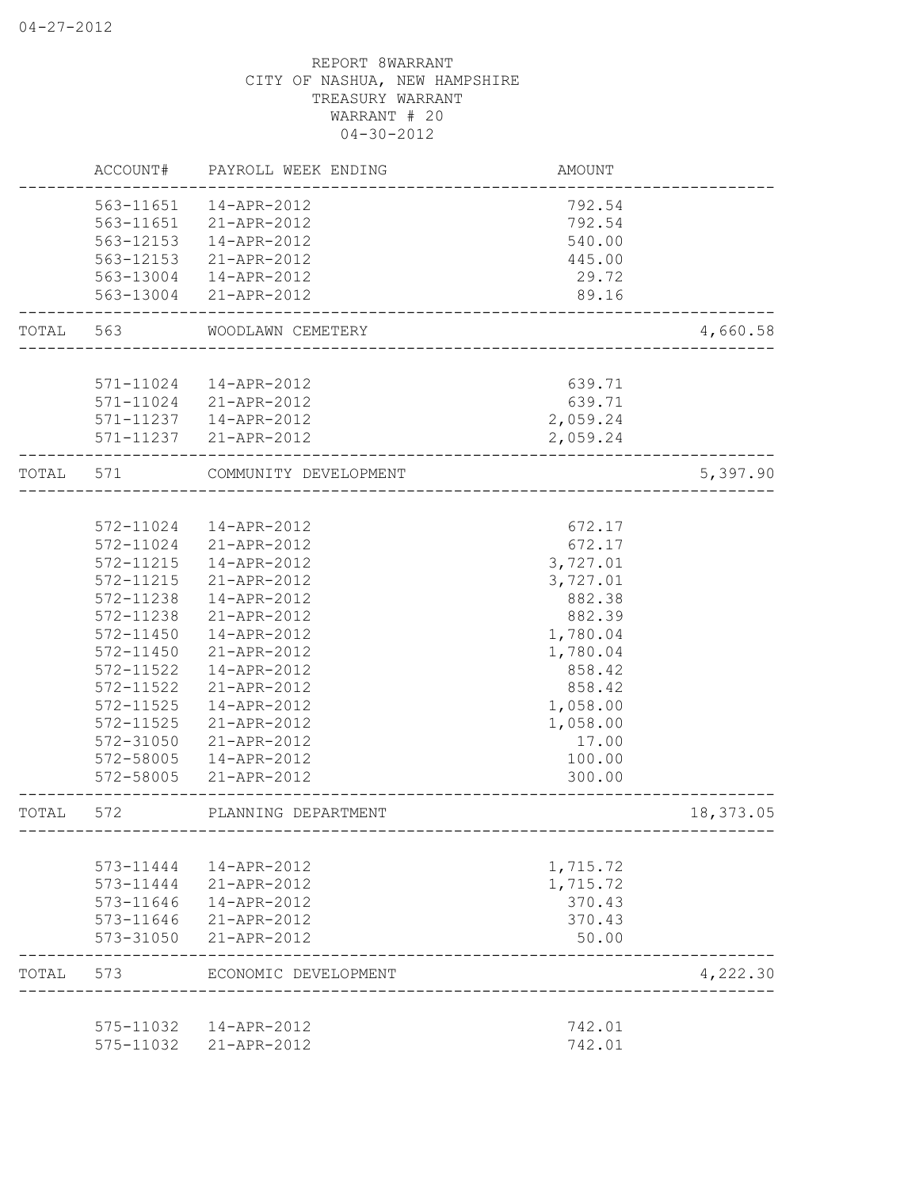REPORT 8WARRANT
CITY OF NASHUA, NEW HAMPSHIRE
TREASURY WARRANT
WARRANT # 20
04-30-2012

| | ACCOUNT# | PAYROLL WEEK ENDING | AMOUNT | |
|---|---|---|---|---|
| | 563-11651 | 14-APR-2012 | 792.54 | |
| | 563-11651 | 21-APR-2012 | 792.54 | |
| | 563-12153 | 14-APR-2012 | 540.00 | |
| | 563-12153 | 21-APR-2012 | 445.00 | |
| | 563-13004 | 14-APR-2012 | 29.72 | |
| | 563-13004 | 21-APR-2012 | 89.16 | |
| TOTAL | 563 | WOODLAWN CEMETERY | | 4,660.58 |
| | 571-11024 | 14-APR-2012 | 639.71 | |
| | 571-11024 | 21-APR-2012 | 639.71 | |
| | 571-11237 | 14-APR-2012 | 2,059.24 | |
| | 571-11237 | 21-APR-2012 | 2,059.24 | |
| TOTAL | 571 | COMMUNITY DEVELOPMENT | | 5,397.90 |
| | 572-11024 | 14-APR-2012 | 672.17 | |
| | 572-11024 | 21-APR-2012 | 672.17 | |
| | 572-11215 | 14-APR-2012 | 3,727.01 | |
| | 572-11215 | 21-APR-2012 | 3,727.01 | |
| | 572-11238 | 14-APR-2012 | 882.38 | |
| | 572-11238 | 21-APR-2012 | 882.39 | |
| | 572-11450 | 14-APR-2012 | 1,780.04 | |
| | 572-11450 | 21-APR-2012 | 1,780.04 | |
| | 572-11522 | 14-APR-2012 | 858.42 | |
| | 572-11522 | 21-APR-2012 | 858.42 | |
| | 572-11525 | 14-APR-2012 | 1,058.00 | |
| | 572-11525 | 21-APR-2012 | 1,058.00 | |
| | 572-31050 | 21-APR-2012 | 17.00 | |
| | 572-58005 | 14-APR-2012 | 100.00 | |
| | 572-58005 | 21-APR-2012 | 300.00 | |
| TOTAL | 572 | PLANNING DEPARTMENT | | 18,373.05 |
| | 573-11444 | 14-APR-2012 | 1,715.72 | |
| | 573-11444 | 21-APR-2012 | 1,715.72 | |
| | 573-11646 | 14-APR-2012 | 370.43 | |
| | 573-11646 | 21-APR-2012 | 370.43 | |
| | 573-31050 | 21-APR-2012 | 50.00 | |
| TOTAL | 573 | ECONOMIC DEVELOPMENT | | 4,222.30 |
| | 575-11032 | 14-APR-2012 | 742.01 | |
| | 575-11032 | 21-APR-2012 | 742.01 | |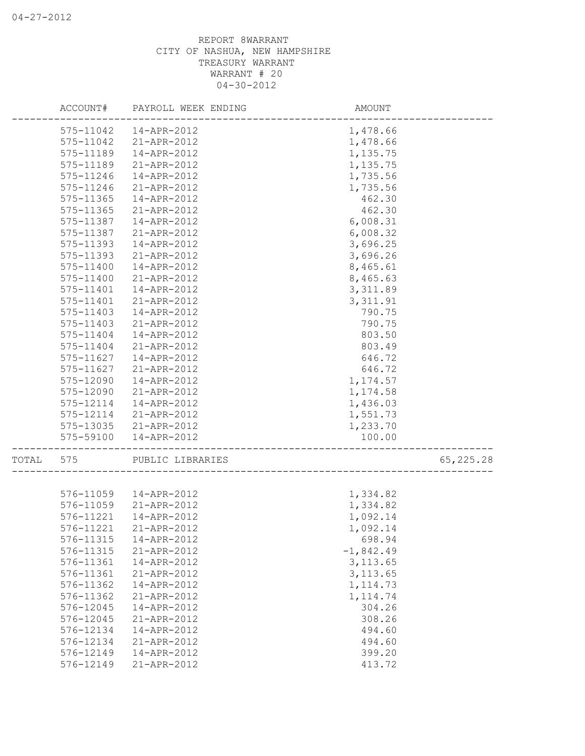REPORT 8WARRANT
CITY OF NASHUA, NEW HAMPSHIRE
TREASURY WARRANT
WARRANT # 20
04-30-2012

| | ACCOUNT# | PAYROLL WEEK ENDING | AMOUNT | |
|---|---|---|---|---|
| | 575-11042 | 14-APR-2012 | 1,478.66 | |
| | 575-11042 | 21-APR-2012 | 1,478.66 | |
| | 575-11189 | 14-APR-2012 | 1,135.75 | |
| | 575-11189 | 21-APR-2012 | 1,135.75 | |
| | 575-11246 | 14-APR-2012 | 1,735.56 | |
| | 575-11246 | 21-APR-2012 | 1,735.56 | |
| | 575-11365 | 14-APR-2012 | 462.30 | |
| | 575-11365 | 21-APR-2012 | 462.30 | |
| | 575-11387 | 14-APR-2012 | 6,008.31 | |
| | 575-11387 | 21-APR-2012 | 6,008.32 | |
| | 575-11393 | 14-APR-2012 | 3,696.25 | |
| | 575-11393 | 21-APR-2012 | 3,696.26 | |
| | 575-11400 | 14-APR-2012 | 8,465.61 | |
| | 575-11400 | 21-APR-2012 | 8,465.63 | |
| | 575-11401 | 14-APR-2012 | 3,311.89 | |
| | 575-11401 | 21-APR-2012 | 3,311.91 | |
| | 575-11403 | 14-APR-2012 | 790.75 | |
| | 575-11403 | 21-APR-2012 | 790.75 | |
| | 575-11404 | 14-APR-2012 | 803.50 | |
| | 575-11404 | 21-APR-2012 | 803.49 | |
| | 575-11627 | 14-APR-2012 | 646.72 | |
| | 575-11627 | 21-APR-2012 | 646.72 | |
| | 575-12090 | 14-APR-2012 | 1,174.57 | |
| | 575-12090 | 21-APR-2012 | 1,174.58 | |
| | 575-12114 | 14-APR-2012 | 1,436.03 | |
| | 575-12114 | 21-APR-2012 | 1,551.73 | |
| | 575-13035 | 21-APR-2012 | 1,233.70 | |
| | 575-59100 | 14-APR-2012 | 100.00 | |
| TOTAL | 575 | PUBLIC LIBRARIES | | 65,225.28 |
| | 576-11059 | 14-APR-2012 | 1,334.82 | |
| | 576-11059 | 21-APR-2012 | 1,334.82 | |
| | 576-11221 | 14-APR-2012 | 1,092.14 | |
| | 576-11221 | 21-APR-2012 | 1,092.14 | |
| | 576-11315 | 14-APR-2012 | 698.94 | |
| | 576-11315 | 21-APR-2012 | -1,842.49 | |
| | 576-11361 | 14-APR-2012 | 3,113.65 | |
| | 576-11361 | 21-APR-2012 | 3,113.65 | |
| | 576-11362 | 14-APR-2012 | 1,114.73 | |
| | 576-11362 | 21-APR-2012 | 1,114.74 | |
| | 576-12045 | 14-APR-2012 | 304.26 | |
| | 576-12045 | 21-APR-2012 | 308.26 | |
| | 576-12134 | 14-APR-2012 | 494.60 | |
| | 576-12134 | 21-APR-2012 | 494.60 | |
| | 576-12149 | 14-APR-2012 | 399.20 | |
| | 576-12149 | 21-APR-2012 | 413.72 | |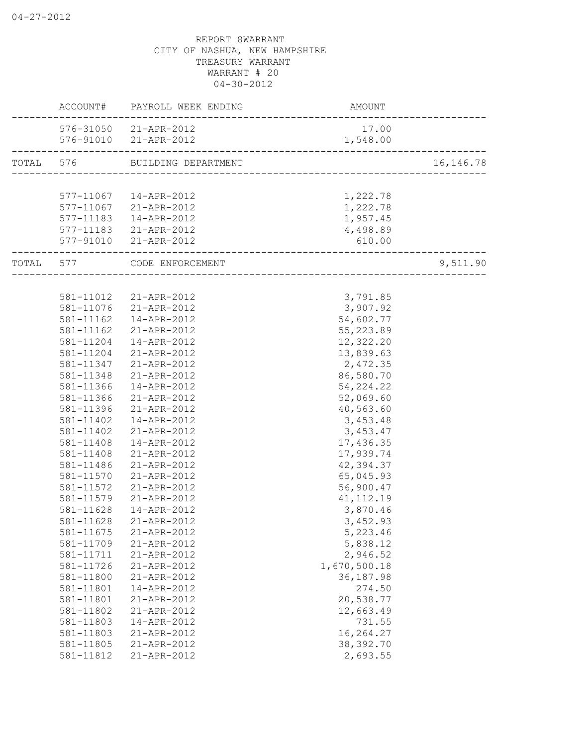REPORT 8WARRANT
CITY OF NASHUA, NEW HAMPSHIRE
TREASURY WARRANT
WARRANT # 20
04-30-2012

| | ACCOUNT# | PAYROLL WEEK ENDING | AMOUNT | |
|---|---|---|---|---|
| | 576-31050 | 21-APR-2012 | 17.00 | |
| | 576-91010 | 21-APR-2012 | 1,548.00 | |
| TOTAL | 576 | BUILDING DEPARTMENT | | 16,146.78 |
| | 577-11067 | 14-APR-2012 | 1,222.78 | |
| | 577-11067 | 21-APR-2012 | 1,222.78 | |
| | 577-11183 | 14-APR-2012 | 1,957.45 | |
| | 577-11183 | 21-APR-2012 | 4,498.89 | |
| | 577-91010 | 21-APR-2012 | 610.00 | |
| TOTAL | 577 | CODE ENFORCEMENT | | 9,511.90 |
| | 581-11012 | 21-APR-2012 | 3,791.85 | |
| | 581-11076 | 21-APR-2012 | 3,907.92 | |
| | 581-11162 | 14-APR-2012 | 54,602.77 | |
| | 581-11162 | 21-APR-2012 | 55,223.89 | |
| | 581-11204 | 14-APR-2012 | 12,322.20 | |
| | 581-11204 | 21-APR-2012 | 13,839.63 | |
| | 581-11347 | 21-APR-2012 | 2,472.35 | |
| | 581-11348 | 21-APR-2012 | 86,580.70 | |
| | 581-11366 | 14-APR-2012 | 54,224.22 | |
| | 581-11366 | 21-APR-2012 | 52,069.60 | |
| | 581-11396 | 21-APR-2012 | 40,563.60 | |
| | 581-11402 | 14-APR-2012 | 3,453.48 | |
| | 581-11402 | 21-APR-2012 | 3,453.47 | |
| | 581-11408 | 14-APR-2012 | 17,436.35 | |
| | 581-11408 | 21-APR-2012 | 17,939.74 | |
| | 581-11486 | 21-APR-2012 | 42,394.37 | |
| | 581-11570 | 21-APR-2012 | 65,045.93 | |
| | 581-11572 | 21-APR-2012 | 56,900.47 | |
| | 581-11579 | 21-APR-2012 | 41,112.19 | |
| | 581-11628 | 14-APR-2012 | 3,870.46 | |
| | 581-11628 | 21-APR-2012 | 3,452.93 | |
| | 581-11675 | 21-APR-2012 | 5,223.46 | |
| | 581-11709 | 21-APR-2012 | 5,838.12 | |
| | 581-11711 | 21-APR-2012 | 2,946.52 | |
| | 581-11726 | 21-APR-2012 | 1,670,500.18 | |
| | 581-11800 | 21-APR-2012 | 36,187.98 | |
| | 581-11801 | 14-APR-2012 | 274.50 | |
| | 581-11801 | 21-APR-2012 | 20,538.77 | |
| | 581-11802 | 21-APR-2012 | 12,663.49 | |
| | 581-11803 | 14-APR-2012 | 731.55 | |
| | 581-11803 | 21-APR-2012 | 16,264.27 | |
| | 581-11805 | 21-APR-2012 | 38,392.70 | |
| | 581-11812 | 21-APR-2012 | 2,693.55 | |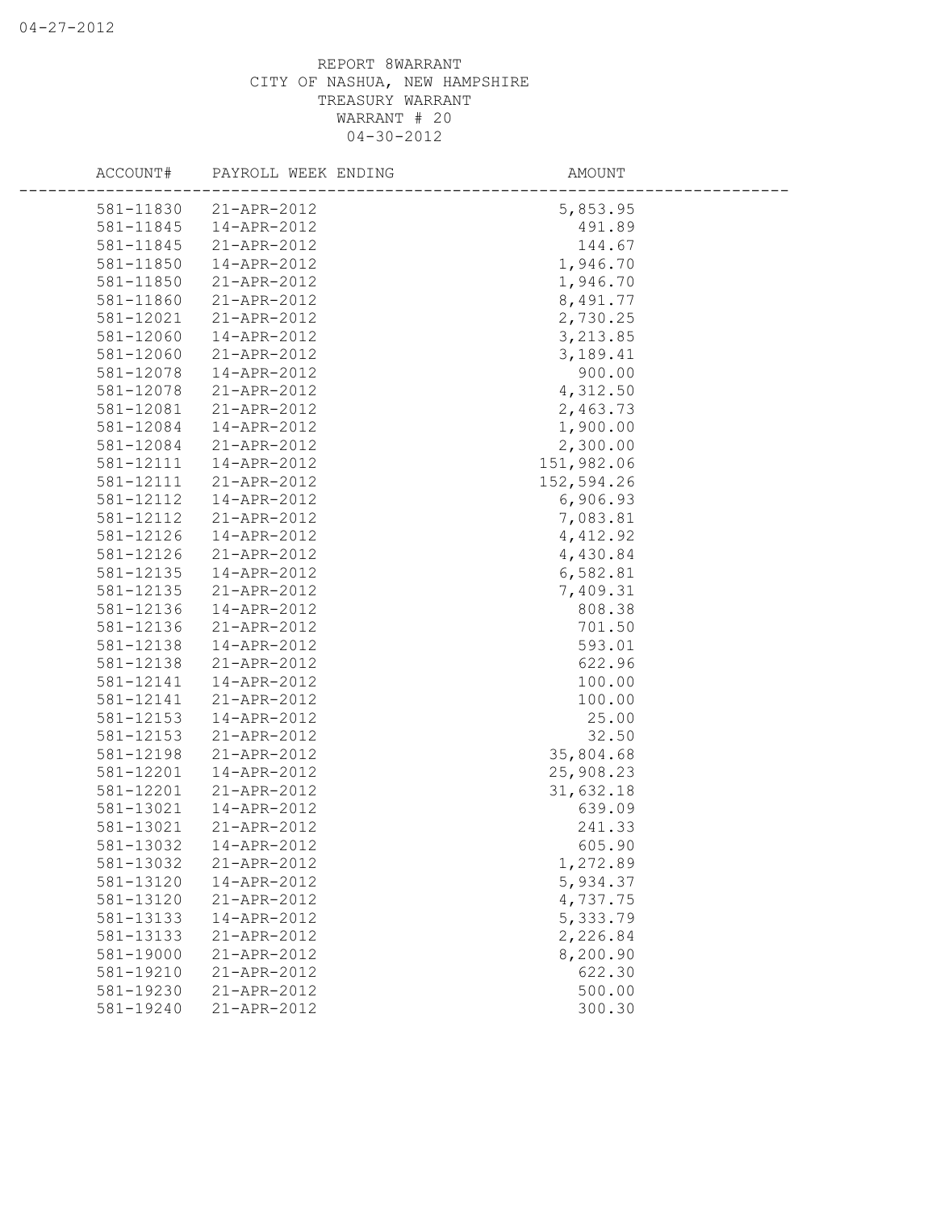REPORT 8WARRANT
CITY OF NASHUA, NEW HAMPSHIRE
TREASURY WARRANT
WARRANT # 20
04-30-2012

| ACCOUNT# | PAYROLL WEEK ENDING | AMOUNT |
|---|---|---|
| 581-11830 | 21-APR-2012 | 5,853.95 |
| 581-11845 | 14-APR-2012 | 491.89 |
| 581-11845 | 21-APR-2012 | 144.67 |
| 581-11850 | 14-APR-2012 | 1,946.70 |
| 581-11850 | 21-APR-2012 | 1,946.70 |
| 581-11860 | 21-APR-2012 | 8,491.77 |
| 581-12021 | 21-APR-2012 | 2,730.25 |
| 581-12060 | 14-APR-2012 | 3,213.85 |
| 581-12060 | 21-APR-2012 | 3,189.41 |
| 581-12078 | 14-APR-2012 | 900.00 |
| 581-12078 | 21-APR-2012 | 4,312.50 |
| 581-12081 | 21-APR-2012 | 2,463.73 |
| 581-12084 | 14-APR-2012 | 1,900.00 |
| 581-12084 | 21-APR-2012 | 2,300.00 |
| 581-12111 | 14-APR-2012 | 151,982.06 |
| 581-12111 | 21-APR-2012 | 152,594.26 |
| 581-12112 | 14-APR-2012 | 6,906.93 |
| 581-12112 | 21-APR-2012 | 7,083.81 |
| 581-12126 | 14-APR-2012 | 4,412.92 |
| 581-12126 | 21-APR-2012 | 4,430.84 |
| 581-12135 | 14-APR-2012 | 6,582.81 |
| 581-12135 | 21-APR-2012 | 7,409.31 |
| 581-12136 | 14-APR-2012 | 808.38 |
| 581-12136 | 21-APR-2012 | 701.50 |
| 581-12138 | 14-APR-2012 | 593.01 |
| 581-12138 | 21-APR-2012 | 622.96 |
| 581-12141 | 14-APR-2012 | 100.00 |
| 581-12141 | 21-APR-2012 | 100.00 |
| 581-12153 | 14-APR-2012 | 25.00 |
| 581-12153 | 21-APR-2012 | 32.50 |
| 581-12198 | 21-APR-2012 | 35,804.68 |
| 581-12201 | 14-APR-2012 | 25,908.23 |
| 581-12201 | 21-APR-2012 | 31,632.18 |
| 581-13021 | 14-APR-2012 | 639.09 |
| 581-13021 | 21-APR-2012 | 241.33 |
| 581-13032 | 14-APR-2012 | 605.90 |
| 581-13032 | 21-APR-2012 | 1,272.89 |
| 581-13120 | 14-APR-2012 | 5,934.37 |
| 581-13120 | 21-APR-2012 | 4,737.75 |
| 581-13133 | 14-APR-2012 | 5,333.79 |
| 581-13133 | 21-APR-2012 | 2,226.84 |
| 581-19000 | 21-APR-2012 | 8,200.90 |
| 581-19210 | 21-APR-2012 | 622.30 |
| 581-19230 | 21-APR-2012 | 500.00 |
| 581-19240 | 21-APR-2012 | 300.30 |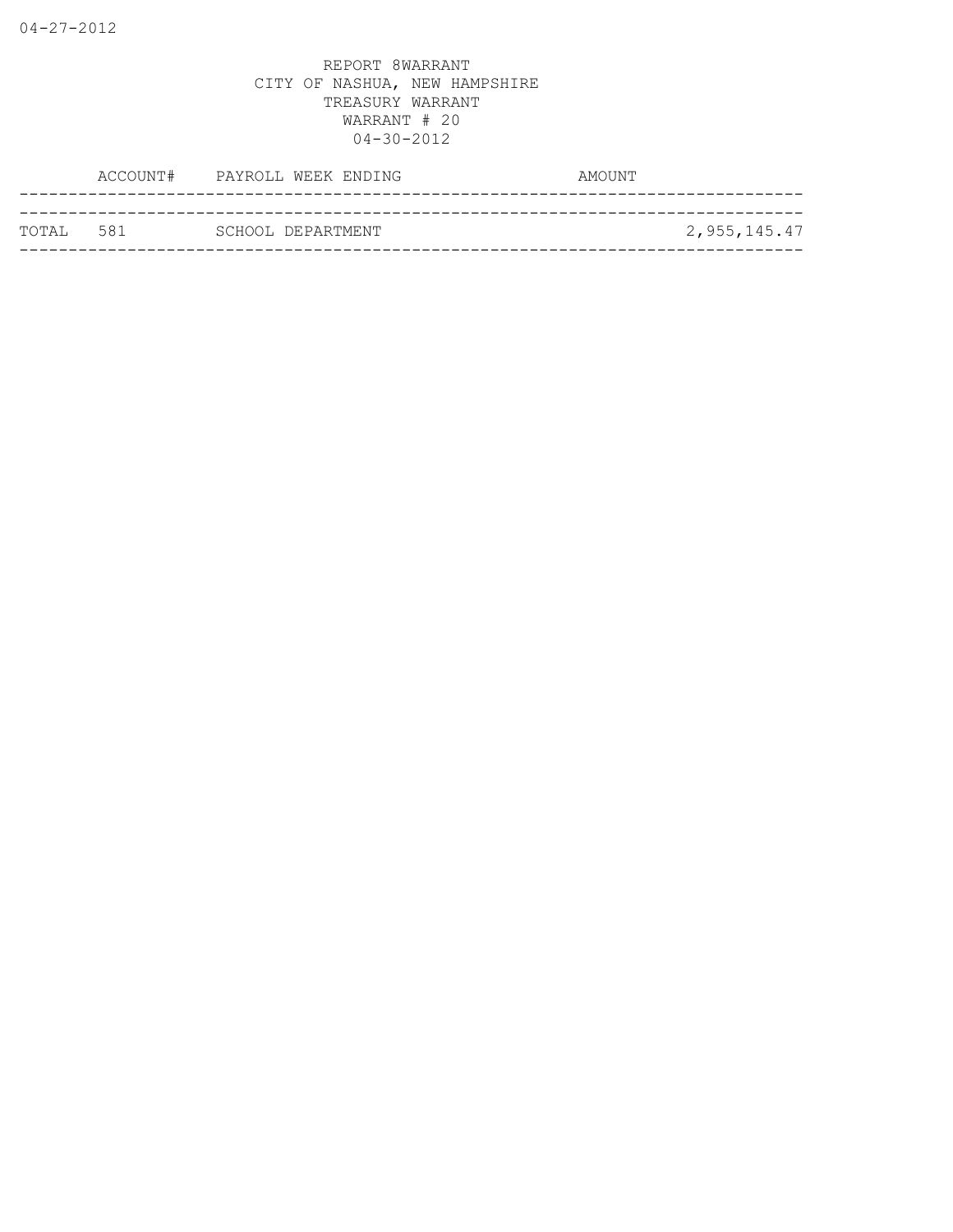04-27-2012

REPORT 8WARRANT
CITY OF NASHUA, NEW HAMPSHIRE
TREASURY WARRANT
WARRANT # 20
04-30-2012

| | ACCOUNT# | PAYROLL WEEK ENDING | AMOUNT |
|---|---|---|---|
| TOTAL | 581 | SCHOOL DEPARTMENT | 2,955,145.47 |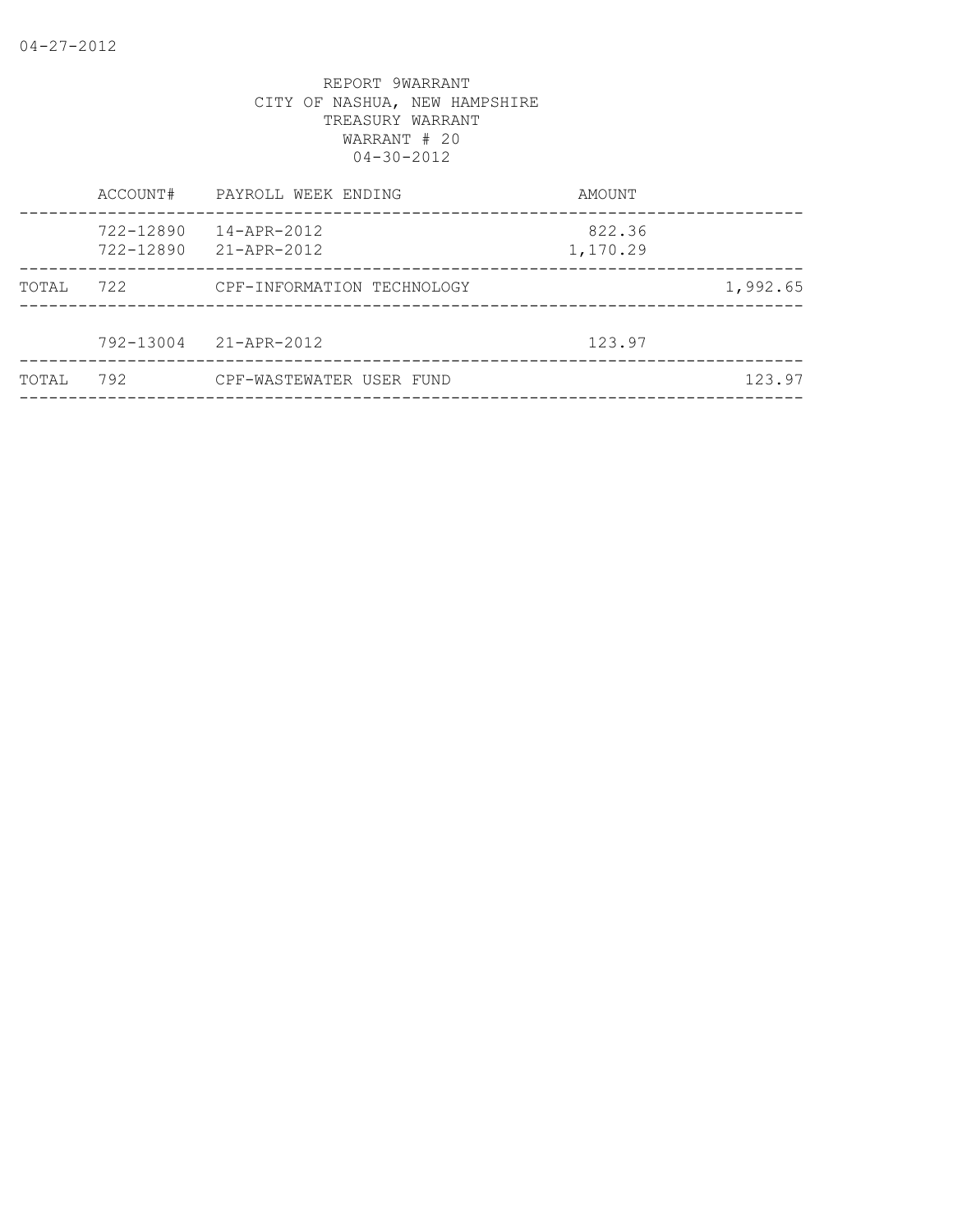REPORT 9WARRANT
CITY OF NASHUA, NEW HAMPSHIRE
TREASURY WARRANT
WARRANT # 20
04-30-2012

| | ACCOUNT# | PAYROLL WEEK ENDING | AMOUNT | |
|---|---|---|---|---|
| | 722-12890 | 14-APR-2012 | 822.36 | |
| | 722-12890 | 21-APR-2012 | 1,170.29 | |
| TOTAL | 722 | CPF-INFORMATION TECHNOLOGY | | 1,992.65 |
| | 792-13004 | 21-APR-2012 | 123.97 | |
| TOTAL | 792 | CPF-WASTEWATER USER FUND | | 123.97 |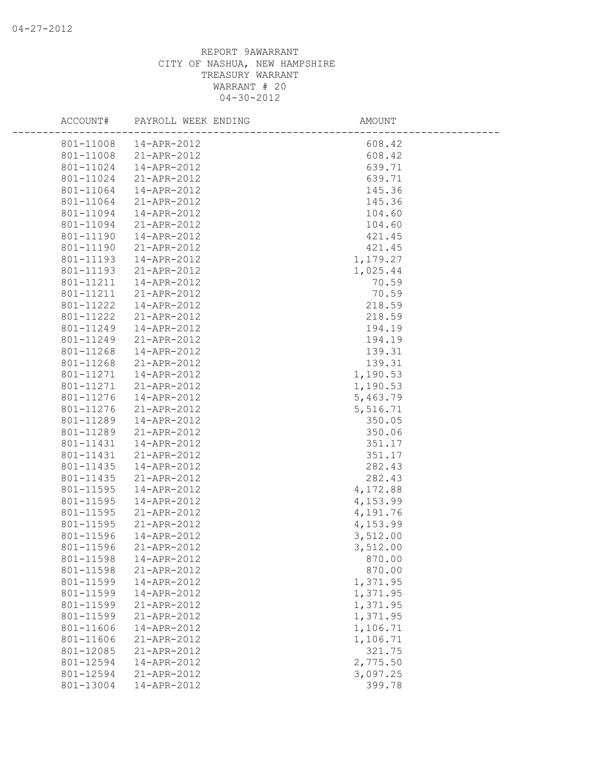REPORT 9AWARRANT
CITY OF NASHUA, NEW HAMPSHIRE
TREASURY WARRANT
WARRANT # 20
04-30-2012

| ACCOUNT# | PAYROLL WEEK ENDING | AMOUNT |
|---|---|---|
| 801-11008 | 14-APR-2012 | 608.42 |
| 801-11008 | 21-APR-2012 | 608.42 |
| 801-11024 | 14-APR-2012 | 639.71 |
| 801-11024 | 21-APR-2012 | 639.71 |
| 801-11064 | 14-APR-2012 | 145.36 |
| 801-11064 | 21-APR-2012 | 145.36 |
| 801-11094 | 14-APR-2012 | 104.60 |
| 801-11094 | 21-APR-2012 | 104.60 |
| 801-11190 | 14-APR-2012 | 421.45 |
| 801-11190 | 21-APR-2012 | 421.45 |
| 801-11193 | 14-APR-2012 | 1,179.27 |
| 801-11193 | 21-APR-2012 | 1,025.44 |
| 801-11211 | 14-APR-2012 | 70.59 |
| 801-11211 | 21-APR-2012 | 70.59 |
| 801-11222 | 14-APR-2012 | 218.59 |
| 801-11222 | 21-APR-2012 | 218.59 |
| 801-11249 | 14-APR-2012 | 194.19 |
| 801-11249 | 21-APR-2012 | 194.19 |
| 801-11268 | 14-APR-2012 | 139.31 |
| 801-11268 | 21-APR-2012 | 139.31 |
| 801-11271 | 14-APR-2012 | 1,190.53 |
| 801-11271 | 21-APR-2012 | 1,190.53 |
| 801-11276 | 14-APR-2012 | 5,463.79 |
| 801-11276 | 21-APR-2012 | 5,516.71 |
| 801-11289 | 14-APR-2012 | 350.05 |
| 801-11289 | 21-APR-2012 | 350.06 |
| 801-11431 | 14-APR-2012 | 351.17 |
| 801-11431 | 21-APR-2012 | 351.17 |
| 801-11435 | 14-APR-2012 | 282.43 |
| 801-11435 | 21-APR-2012 | 282.43 |
| 801-11595 | 14-APR-2012 | 4,172.88 |
| 801-11595 | 14-APR-2012 | 4,153.99 |
| 801-11595 | 21-APR-2012 | 4,191.76 |
| 801-11595 | 21-APR-2012 | 4,153.99 |
| 801-11596 | 14-APR-2012 | 3,512.00 |
| 801-11596 | 21-APR-2012 | 3,512.00 |
| 801-11598 | 14-APR-2012 | 870.00 |
| 801-11598 | 21-APR-2012 | 870.00 |
| 801-11599 | 14-APR-2012 | 1,371.95 |
| 801-11599 | 14-APR-2012 | 1,371.95 |
| 801-11599 | 21-APR-2012 | 1,371.95 |
| 801-11599 | 21-APR-2012 | 1,371.95 |
| 801-11606 | 14-APR-2012 | 1,106.71 |
| 801-11606 | 21-APR-2012 | 1,106.71 |
| 801-12085 | 21-APR-2012 | 321.75 |
| 801-12594 | 14-APR-2012 | 2,775.50 |
| 801-12594 | 21-APR-2012 | 3,097.25 |
| 801-13004 | 14-APR-2012 | 399.78 |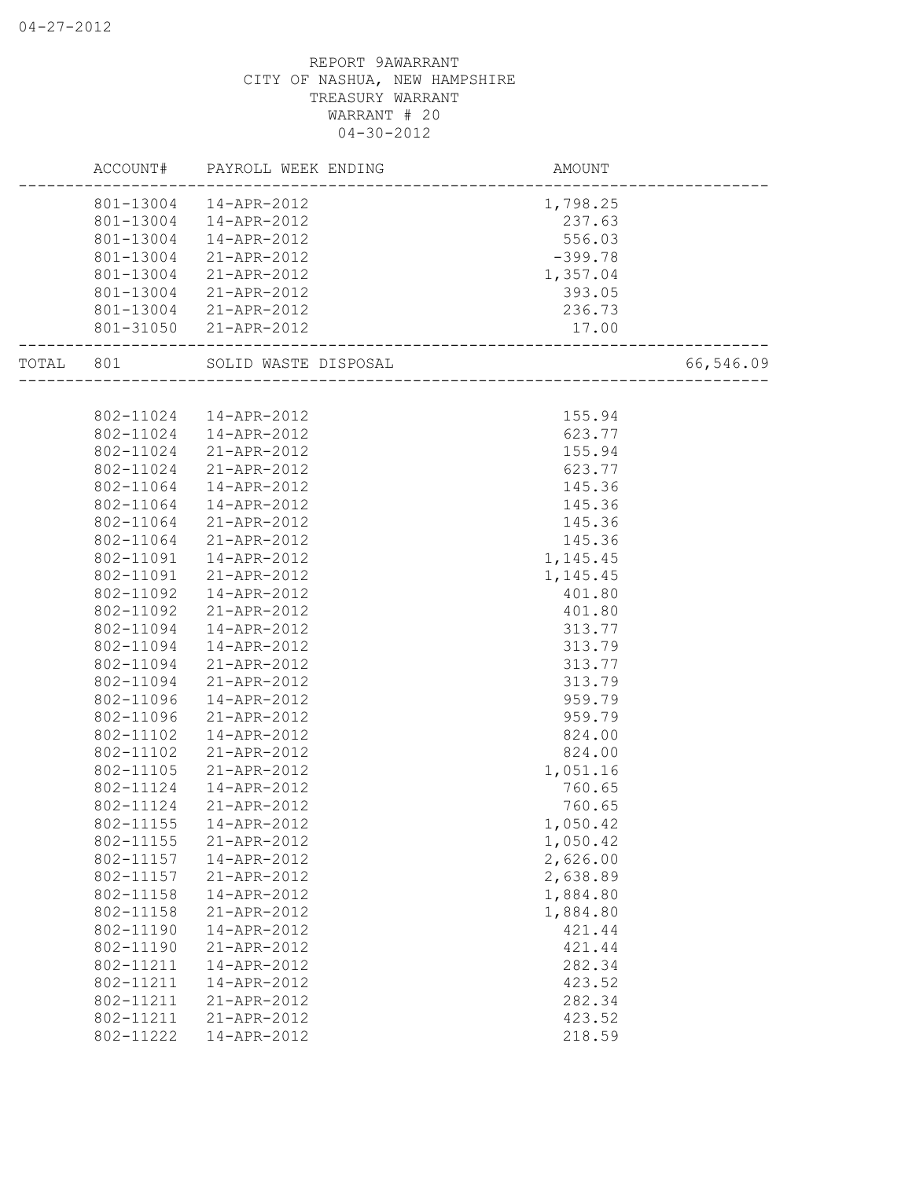REPORT 9AWARRANT
CITY OF NASHUA, NEW HAMPSHIRE
TREASURY WARRANT
WARRANT # 20
04-30-2012

| | ACCOUNT# | PAYROLL WEEK ENDING | AMOUNT | |
|---|---|---|---|---|
| | 801-13004 | 14-APR-2012 | 1,798.25 | |
| | 801-13004 | 14-APR-2012 | 237.63 | |
| | 801-13004 | 14-APR-2012 | 556.03 | |
| | 801-13004 | 21-APR-2012 | -399.78 | |
| | 801-13004 | 21-APR-2012 | 1,357.04 | |
| | 801-13004 | 21-APR-2012 | 393.05 | |
| | 801-13004 | 21-APR-2012 | 236.73 | |
| | 801-31050 | 21-APR-2012 | 17.00 | |
| TOTAL | 801 | SOLID WASTE DISPOSAL | | 66,546.09 |
| | 802-11024 | 14-APR-2012 | 155.94 | |
| | 802-11024 | 14-APR-2012 | 623.77 | |
| | 802-11024 | 21-APR-2012 | 155.94 | |
| | 802-11024 | 21-APR-2012 | 623.77 | |
| | 802-11064 | 14-APR-2012 | 145.36 | |
| | 802-11064 | 14-APR-2012 | 145.36 | |
| | 802-11064 | 21-APR-2012 | 145.36 | |
| | 802-11064 | 21-APR-2012 | 145.36 | |
| | 802-11091 | 14-APR-2012 | 1,145.45 | |
| | 802-11091 | 21-APR-2012 | 1,145.45 | |
| | 802-11092 | 14-APR-2012 | 401.80 | |
| | 802-11092 | 21-APR-2012 | 401.80 | |
| | 802-11094 | 14-APR-2012 | 313.77 | |
| | 802-11094 | 14-APR-2012 | 313.79 | |
| | 802-11094 | 21-APR-2012 | 313.77 | |
| | 802-11094 | 21-APR-2012 | 313.79 | |
| | 802-11096 | 14-APR-2012 | 959.79 | |
| | 802-11096 | 21-APR-2012 | 959.79 | |
| | 802-11102 | 14-APR-2012 | 824.00 | |
| | 802-11102 | 21-APR-2012 | 824.00 | |
| | 802-11105 | 21-APR-2012 | 1,051.16 | |
| | 802-11124 | 14-APR-2012 | 760.65 | |
| | 802-11124 | 21-APR-2012 | 760.65 | |
| | 802-11155 | 14-APR-2012 | 1,050.42 | |
| | 802-11155 | 21-APR-2012 | 1,050.42 | |
| | 802-11157 | 14-APR-2012 | 2,626.00 | |
| | 802-11157 | 21-APR-2012 | 2,638.89 | |
| | 802-11158 | 14-APR-2012 | 1,884.80 | |
| | 802-11158 | 21-APR-2012 | 1,884.80 | |
| | 802-11190 | 14-APR-2012 | 421.44 | |
| | 802-11190 | 21-APR-2012 | 421.44 | |
| | 802-11211 | 14-APR-2012 | 282.34 | |
| | 802-11211 | 14-APR-2012 | 423.52 | |
| | 802-11211 | 21-APR-2012 | 282.34 | |
| | 802-11211 | 21-APR-2012 | 423.52 | |
| | 802-11222 | 14-APR-2012 | 218.59 | |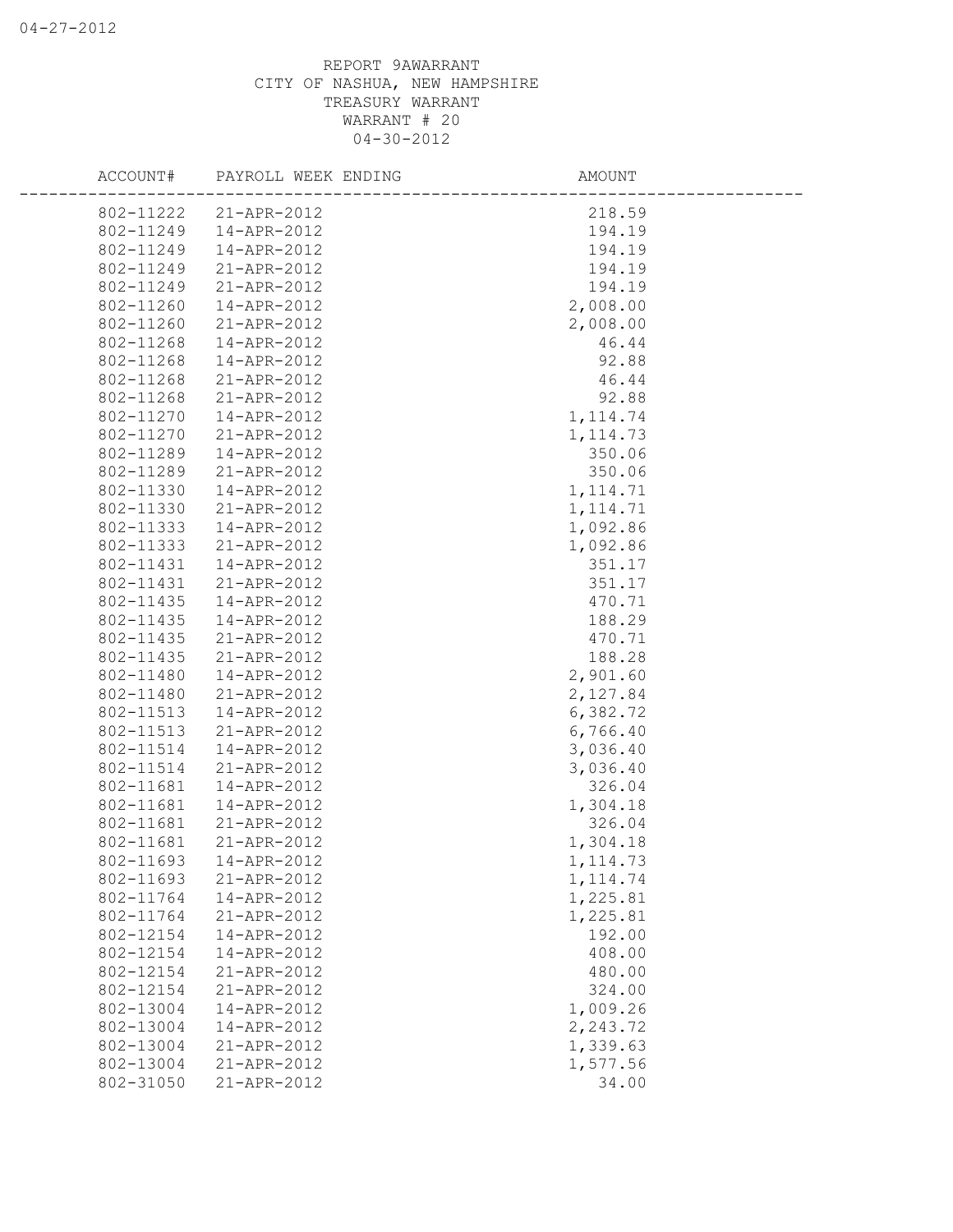REPORT 9AWARRANT
CITY OF NASHUA, NEW HAMPSHIRE
TREASURY WARRANT
WARRANT # 20
04-30-2012

| ACCOUNT# | PAYROLL WEEK ENDING | AMOUNT |
|---|---|---|
| 802-11222 | 21-APR-2012 | 218.59 |
| 802-11249 | 14-APR-2012 | 194.19 |
| 802-11249 | 14-APR-2012 | 194.19 |
| 802-11249 | 21-APR-2012 | 194.19 |
| 802-11249 | 21-APR-2012 | 194.19 |
| 802-11260 | 14-APR-2012 | 2,008.00 |
| 802-11260 | 21-APR-2012 | 2,008.00 |
| 802-11268 | 14-APR-2012 | 46.44 |
| 802-11268 | 14-APR-2012 | 92.88 |
| 802-11268 | 21-APR-2012 | 46.44 |
| 802-11268 | 21-APR-2012 | 92.88 |
| 802-11270 | 14-APR-2012 | 1,114.74 |
| 802-11270 | 21-APR-2012 | 1,114.73 |
| 802-11289 | 14-APR-2012 | 350.06 |
| 802-11289 | 21-APR-2012 | 350.06 |
| 802-11330 | 14-APR-2012 | 1,114.71 |
| 802-11330 | 21-APR-2012 | 1,114.71 |
| 802-11333 | 14-APR-2012 | 1,092.86 |
| 802-11333 | 21-APR-2012 | 1,092.86 |
| 802-11431 | 14-APR-2012 | 351.17 |
| 802-11431 | 21-APR-2012 | 351.17 |
| 802-11435 | 14-APR-2012 | 470.71 |
| 802-11435 | 14-APR-2012 | 188.29 |
| 802-11435 | 21-APR-2012 | 470.71 |
| 802-11435 | 21-APR-2012 | 188.28 |
| 802-11480 | 14-APR-2012 | 2,901.60 |
| 802-11480 | 21-APR-2012 | 2,127.84 |
| 802-11513 | 14-APR-2012 | 6,382.72 |
| 802-11513 | 21-APR-2012 | 6,766.40 |
| 802-11514 | 14-APR-2012 | 3,036.40 |
| 802-11514 | 21-APR-2012 | 3,036.40 |
| 802-11681 | 14-APR-2012 | 326.04 |
| 802-11681 | 14-APR-2012 | 1,304.18 |
| 802-11681 | 21-APR-2012 | 326.04 |
| 802-11681 | 21-APR-2012 | 1,304.18 |
| 802-11693 | 14-APR-2012 | 1,114.73 |
| 802-11693 | 21-APR-2012 | 1,114.74 |
| 802-11764 | 14-APR-2012 | 1,225.81 |
| 802-11764 | 21-APR-2012 | 1,225.81 |
| 802-12154 | 14-APR-2012 | 192.00 |
| 802-12154 | 14-APR-2012 | 408.00 |
| 802-12154 | 21-APR-2012 | 480.00 |
| 802-12154 | 21-APR-2012 | 324.00 |
| 802-13004 | 14-APR-2012 | 1,009.26 |
| 802-13004 | 14-APR-2012 | 2,243.72 |
| 802-13004 | 21-APR-2012 | 1,339.63 |
| 802-13004 | 21-APR-2012 | 1,577.56 |
| 802-31050 | 21-APR-2012 | 34.00 |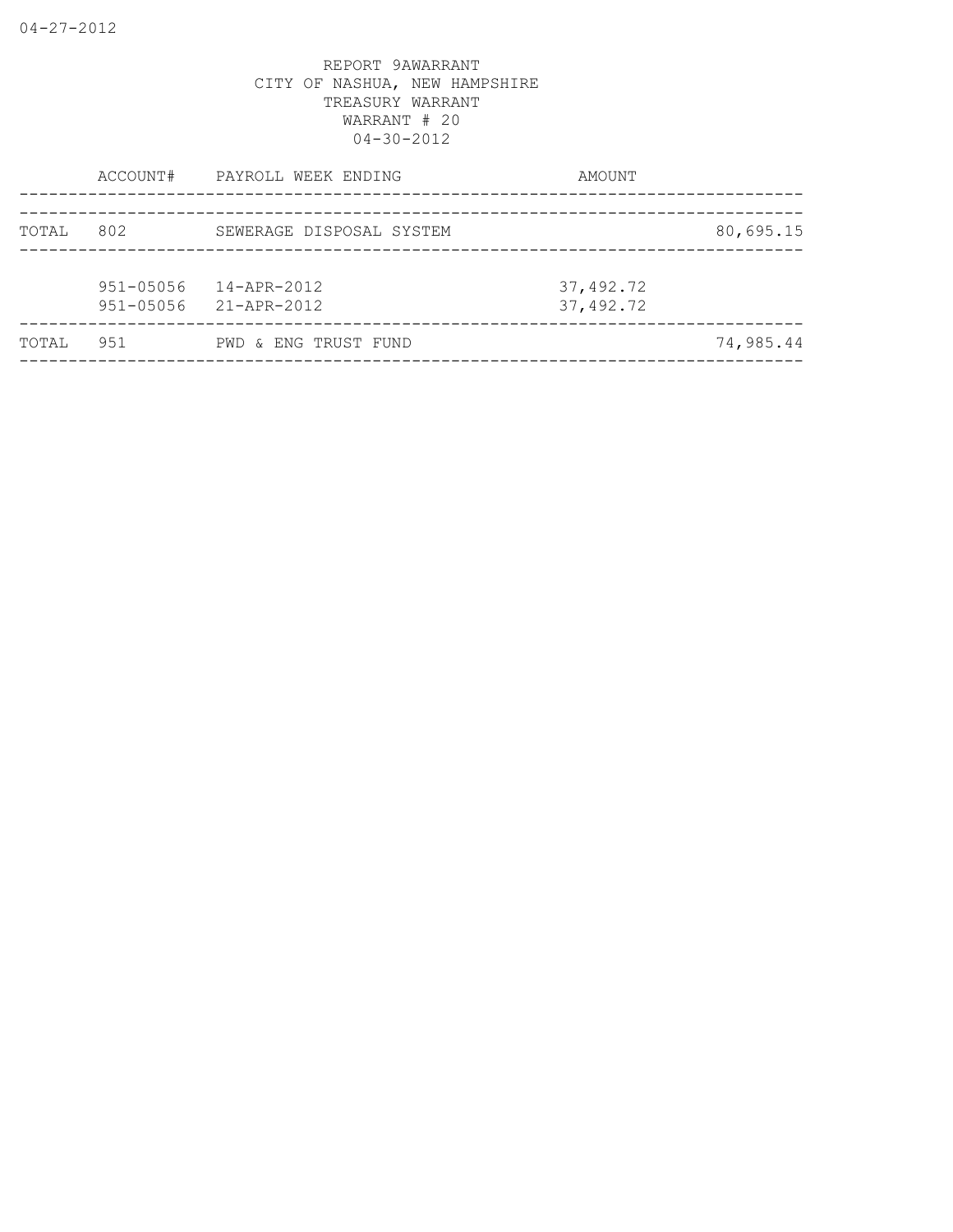REPORT 9AWARRANT
CITY OF NASHUA, NEW HAMPSHIRE
TREASURY WARRANT
WARRANT # 20
04-30-2012

| | ACCOUNT# | PAYROLL WEEK ENDING | AMOUNT | |
|---|---|---|---|---|
| TOTAL | 802 | SEWERAGE DISPOSAL SYSTEM | | 80,695.15 |
| | 951-05056 | 14-APR-2012 | 37,492.72 | |
| | 951-05056 | 21-APR-2012 | 37,492.72 | |
| TOTAL | 951 | PWD & ENG TRUST FUND | | 74,985.44 |